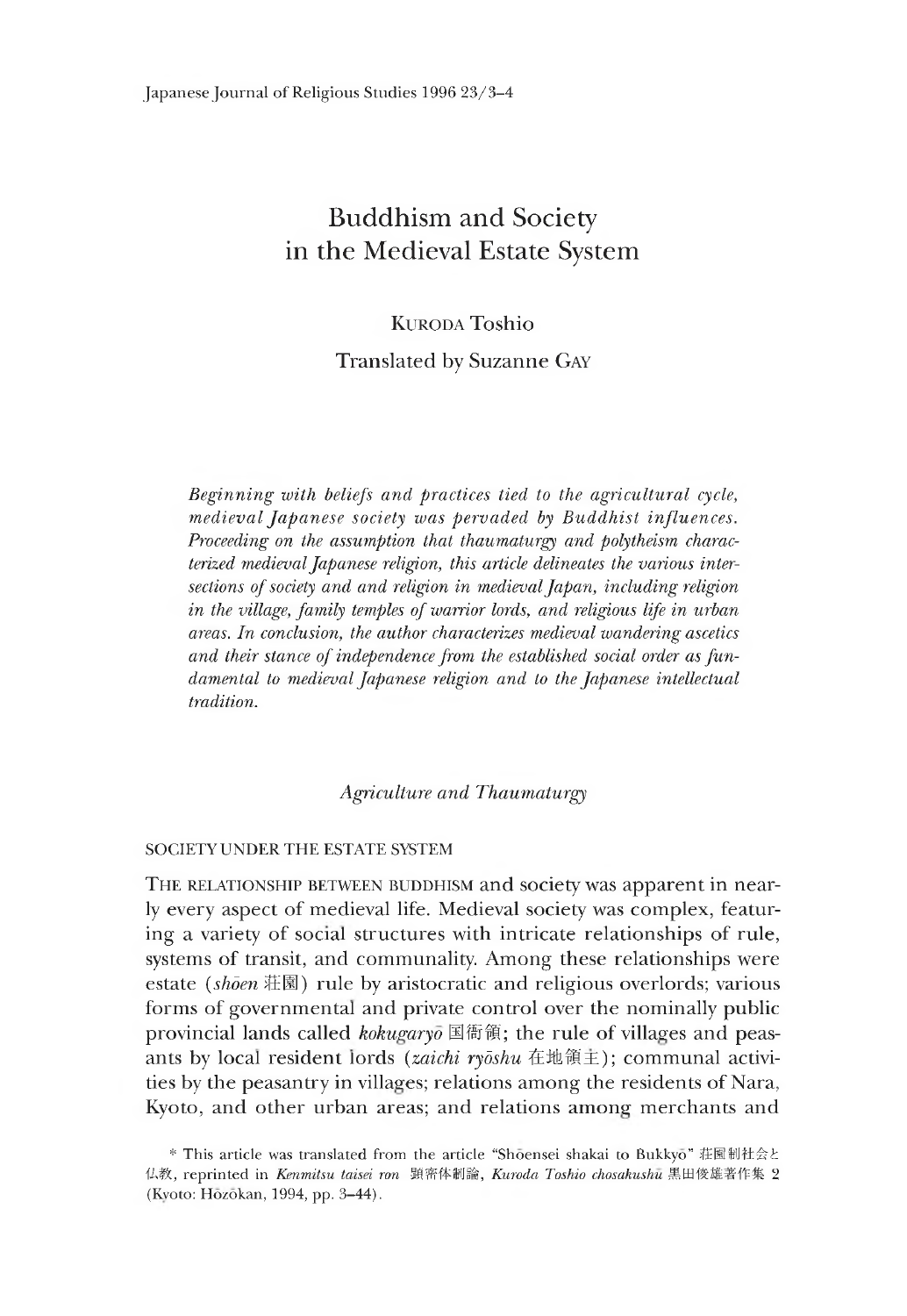# Buddhism and Society in the Medieval Estate System

KURODA Toshio

Translated by Suzanne GAY

*Beginning with beliefs and practices tied to the agricultural cycle, medieval Japanese society was pervaded by Buddhist influences. Proceeding on the assumption that thaumaturgy and polytheism characterized medieval Japanese religion, this article delineates the various intersections of society and and religion in medieval Japan, including religion in the village, family temples of warrior lords, and religious life in urban areas. In conclusion, the author characterizes medieval wandering ascetics and their stance of independence from the established social order as fundamental to medieval Japanese religion and to the Japanese intellectual tradition.*

## *Agriculture and Thaumaturgy*

### SOCIETY UNDER THE ESTATE SYSTEM

THE RELATIONSHIP BETWEEN BUDDHISM and society was apparent in nearly every aspect of medieval life. Medieval society was complex, featuring a variety of social structures with intricate relationships of rule, systems of transit, and communality. Among these relationships were estate (*shōen* 荘園) rule by aristocratic and religious overlords; various forms of governmental and private control over the nominally public provincial lands called *kokugaryō* 国衙領; the rule of villages and peasants by local resident lords (*zaichi ryōshu* 在地領主); communal activities by the peasantry in villages; relations among the residents of Nara, Kyoto, and other urban areas; and relations among merchants and

\* This article was translated from the article "Shōensei shakai to Bukkyō" 荘園制社会と仏教, reprinted in *Kenmitsu taisei ron* 顕密体制論, *Kuroda Toshio chosakushū* 黒田俊雄著作集 2 (Kyoto: Hōzōkan, 1994, pp. 3–44).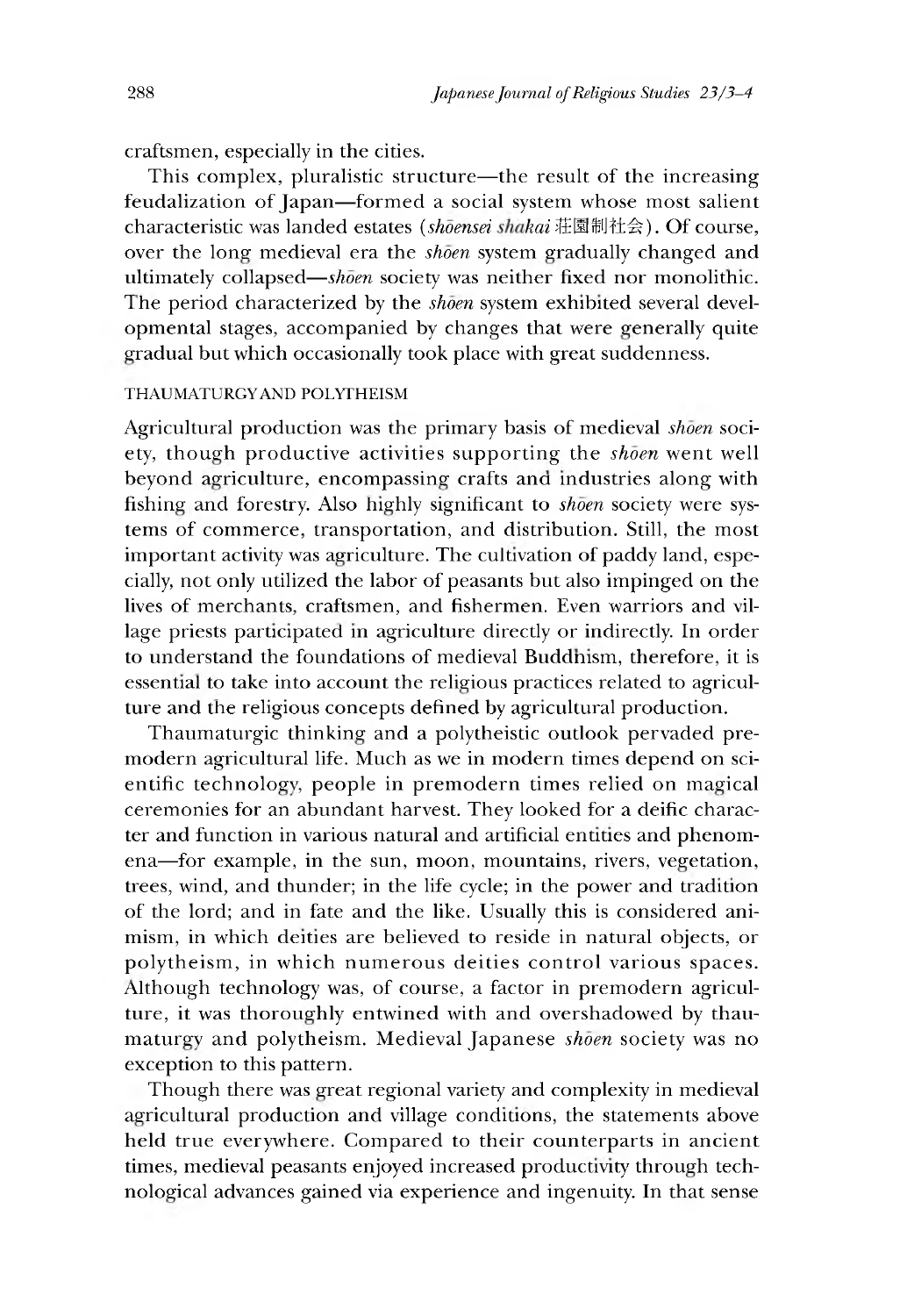craftsmen, especially in the cities.

This complex, pluralistic structure—the result of the increasing feudalization of Japan—formed a social system whose most salient characteristic was landed estates (*shōensei shakai* 荘園制社会). Of course, over the long medieval era the *shōen* system gradually changed and ultimately collapsed—*shōen* society was neither fixed nor monolithic. The period characterized by the *shōen* system exhibited several developmental stages, accompanied by changes that were generally quite gradual but which occasionally took place with great suddenness.

## THAUMATURGY AND POLYTHEISM

Agricultural production was the primary basis of medieval *shōen* society, though productive activities supporting the *shōen* went well beyond agriculture, encompassing crafts and industries along with fishing and forestry. Also highly significant to *shōen* society were systems of commerce, transportation, and distribution. Still, the most important activity was agriculture. The cultivation of paddy land, especially, not only utilized the labor of peasants but also impinged on the lives of merchants, craftsmen, and fishermen. Even warriors and village priests participated in agriculture directly or indirectly. In order to understand the foundations of medieval Buddhism, therefore, it is essential to take into account the religious practices related to agriculture and the religious concepts defined by agricultural production.

Thaumaturgic thinking and a polytheistic outlook pervaded premodern agricultural life. Much as we in modern times depend on scientific technology, people in premodern times relied on magical ceremonies for an abundant harvest. They looked for a deific character and function in various natural and artificial entities and phenomena—for example, in the sun, moon, mountains, rivers, vegetation, trees, wind, and thunder; in the life cycle; in the power and tradition of the lord; and in fate and the like. Usually this is considered animism, in which deities are believed to reside in natural objects, or polytheism, in which numerous deities control various spaces. Although technology was, of course, a factor in premodern agriculture, it was thoroughly entwined with and overshadowed by thaumaturgy and polytheism. Medieval Japanese *shōen* society was no exception to this pattern.

Though there was great regional variety and complexity in medieval agricultural production and village conditions, the statements above held true everywhere. Compared to their counterparts in ancient times, medieval peasants enjoyed increased productivity through technological advances gained via experience and ingenuity. In that sense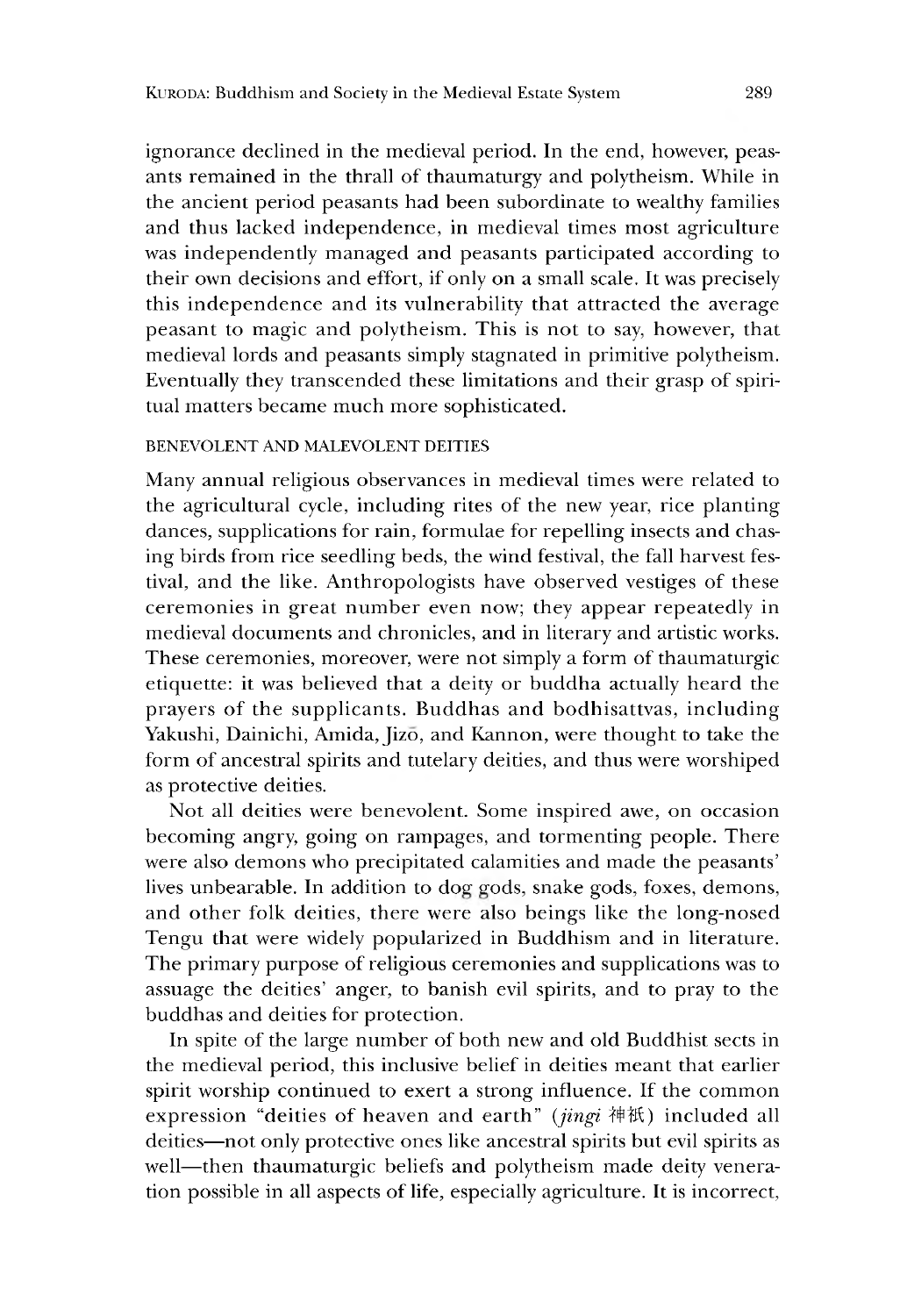ignorance declined in the medieval period. In the end, however, peasants remained in the thrall of thaumaturgy and polytheism. While in the ancient period peasants had been subordinate to wealthy families and thus lacked independence, in medieval times most agriculture was independently managed and peasants participated according to their own decisions and effort, if only on a small scale. It was precisely this independence and its vulnerability that attracted the average peasant to magic and polytheism. This is not to say, however, that medieval lords and peasants simply stagnated in primitive polytheism. Eventually they transcended these limitations and their grasp of spiritual matters became much more sophisticated.

## BENEVOLENT AND MALEVOLENT DEITIES

Many annual religious observances in medieval times were related to the agricultural cycle, including rites of the new year, rice planting dances, supplications for rain, formulae for repelling insects and chasing birds from rice seedling beds, the wind festival, the fall harvest festival, and the like. Anthropologists have observed vestiges of these ceremonies in great number even now; they appear repeatedly in medieval documents and chronicles, and in literary and artistic works. These ceremonies, moreover, were not simply a form of thaumaturgic etiquette: it was believed that a deity or buddha actually heard the prayers of the supplicants. Buddhas and bodhisattvas, including Yakushi, Dainichi, Amida, Jizō, and Kannon, were thought to take the form of ancestral spirits and tutelary deities, and thus were worshiped as protective deities.

Not all deities were benevolent. Some inspired awe, on occasion becoming angry, going on rampages, and tormenting people. There were also demons who precipitated calamities and made the peasants' lives unbearable. In addition to dog gods, snake gods, foxes, demons, and other folk deities, there were also beings like the long-nosed Tengu that were widely popularized in Buddhism and in literature. The primary purpose of religious ceremonies and supplications was to assuage the deities' anger, to banish evil spirits, and to pray to the buddhas and deities for protection.

In spite of the large number of both new and old Buddhist sects in the medieval period, this inclusive belief in deities meant that earlier spirit worship continued to exert a strong influence. If the common expression "deities of heaven and earth" (*jingi* 神祇) included all deities—not only protective ones like ancestral spirits but evil spirits as well—then thaumaturgic beliefs and polytheism made deity veneration possible in all aspects of life, especially agriculture. It is incorrect,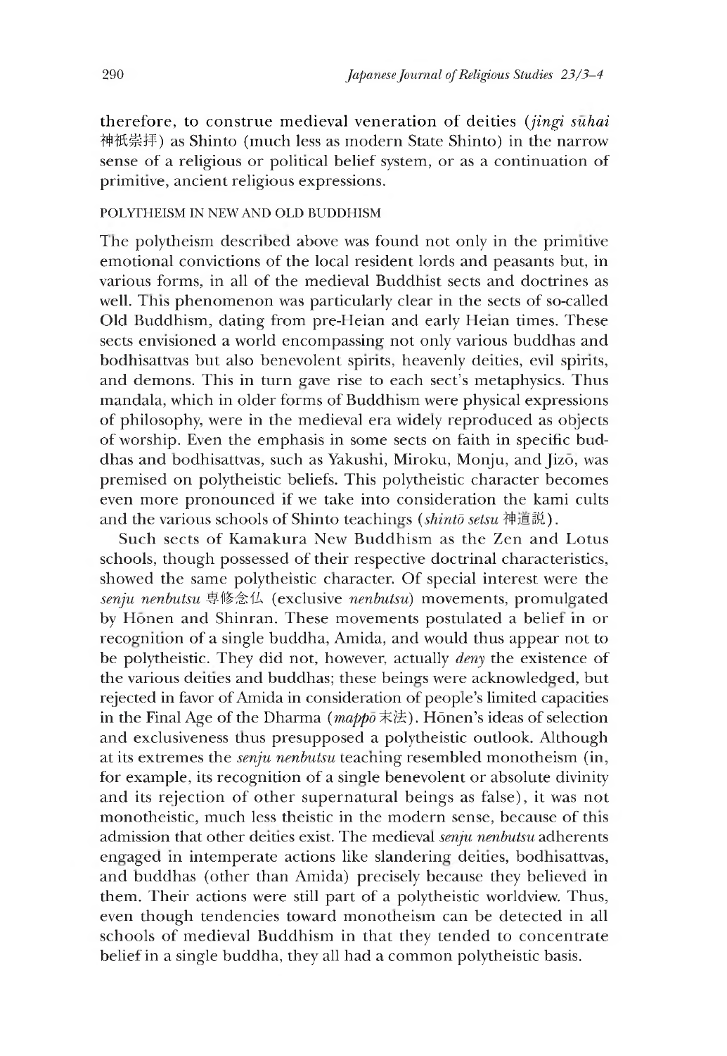therefore, to construe medieval veneration of deities (*jingi sūhai* 神祇崇拝) as Shinto (much less as modern State Shinto) in the narrow sense of a religious or political belief system, or as a continuation of primitive, ancient religious expressions.

## POLYTHEISM IN NEW AND OLD BUDDHISM

The polytheism described above was found not only in the primitive emotional convictions of the local resident lords and peasants but, in various forms, in all of the medieval Buddhist sects and doctrines as well. This phenomenon was particularly clear in the sects of so-called Old Buddhism, dating from pre-Heian and early Heian times. These sects envisioned a world encompassing not only various buddhas and bodhisattvas but also benevolent spirits, heavenly deities, evil spirits, and demons. This in turn gave rise to each sect's metaphysics. Thus mandala, which in older forms of Buddhism were physical expressions of philosophy, were in the medieval era widely reproduced as objects of worship. Even the emphasis in some sects on faith in specific buddhas and bodhisattvas, such as Yakushi, Miroku, Monju, and Jizō, was premised on polytheistic beliefs. This polytheistic character becomes even more pronounced if we take into consideration the kami cults and the various schools of Shinto teachings (*shintō setsu* 神道説).

Such sects of Kamakura New Buddhism as the Zen and Lotus schools, though possessed of their respective doctrinal characteristics, showed the same polytheistic character. Of special interest were the *senju nenbutsu* 専修念仏 (exclusive *nenbutsu*) movements, promulgated by Hōnen and Shinran. These movements postulated a belief in or recognition of a single buddha, Amida, and would thus appear not to be polytheistic. They did not, however, actually *deny* the existence of the various deities and buddhas; these beings were acknowledged, but rejected in favor of Amida in consideration of people's limited capacities in the Final Age of the Dharma (*mappō* 末法). Hōnen's ideas of selection and exclusiveness thus presupposed a polytheistic outlook. Although at its extremes the *senju nenbutsu* teaching resembled monotheism (in, for example, its recognition of a single benevolent or absolute divinity and its rejection of other supernatural beings as false), it was not monotheistic, much less theistic in the modern sense, because of this admission that other deities exist. The medieval *senju nenbutsu* adherents engaged in intemperate actions like slandering deities, bodhisattvas, and buddhas (other than Amida) precisely because they believed in them. Their actions were still part of a polytheistic worldview. Thus, even though tendencies toward monotheism can be detected in all schools of medieval Buddhism in that they tended to concentrate belief in a single buddha, they all had a common polytheistic basis.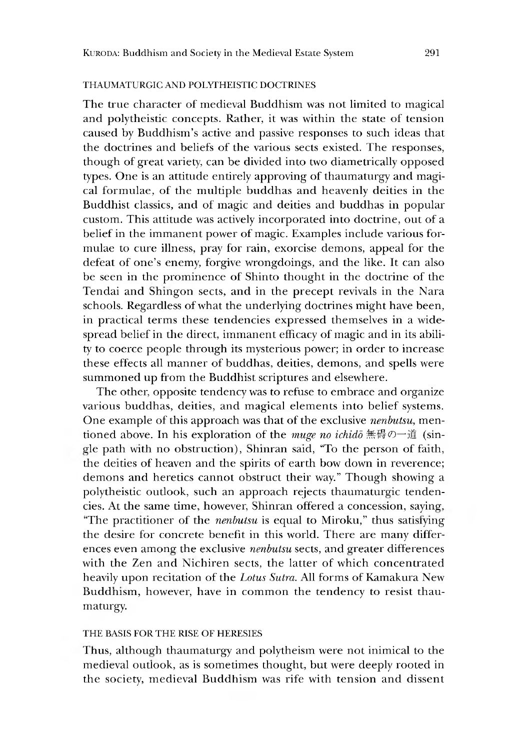### THAUMATURGIC AND POLYTHEISTIC DOCTRINES

The true character of medieval Buddhism was not limited to magical and polytheistic concepts. Rather, it was within the state of tension caused by Buddhism's active and passive responses to such ideas that the doctrines and beliefs of the various sects existed. The responses, though of great variety, can be divided into two diametrically opposed types. One is an attitude entirely approving of thaumaturgy and magical formulae, of the multiple buddhas and heavenly deities in the Buddhist classics, and of magic and deities and buddhas in popular custom. This attitude was actively incorporated into doctrine, out of a belief in the immanent power of magic. Examples include various formulae to cure illness, pray for rain, exorcise demons, appeal for the defeat of one's enemy, forgive wrongdoings, and the like. It can also be seen in the prominence of Shinto thought in the doctrine of the Tendai and Shingon sects, and in the precept revivals in the Nara schools. Regardless of what the underlying doctrines might have been, in practical terms these tendencies expressed themselves in a widespread belief in the direct, immanent efficacy of magic and in its ability to coerce people through its mysterious power; in order to increase these effects all manner of buddhas, deities, demons, and spells were summoned up from the Buddhist scriptures and elsewhere.

The other, opposite tendency was to refuse to embrace and organize various buddhas, deities, and magical elements into belief systems. One example of this approach was that of the exclusive *nenbutsu*, mentioned above. In his exploration of the *muge no ichidō* 無碍の一道 (single path with no obstruction), Shinran said, "To the person of faith, the deities of heaven and the spirits of earth bow down in reverence; demons and heretics cannot obstruct their way." Though showing a polytheistic outlook, such an approach rejects thaumaturgic tendencies. At the same time, however, Shinran offered a concession, saying, "The practitioner of the *nenbutsu* is equal to Miroku," thus satisfying the desire for concrete benefit in this world. There are many differences even among the exclusive *nenbutsu* sects, and greater differences with the Zen and Nichiren sects, the latter of which concentrated heavily upon recitation of the *Lotus Sutra*. All forms of Kamakura New Buddhism, however, have in common the tendency to resist thaumaturgy.

### THE BASIS FOR THE RISE OF HERESIES

Thus, although thaumaturgy and polytheism were not inimical to the medieval outlook, as is sometimes thought, but were deeply rooted in the society, medieval Buddhism was rife with tension and dissent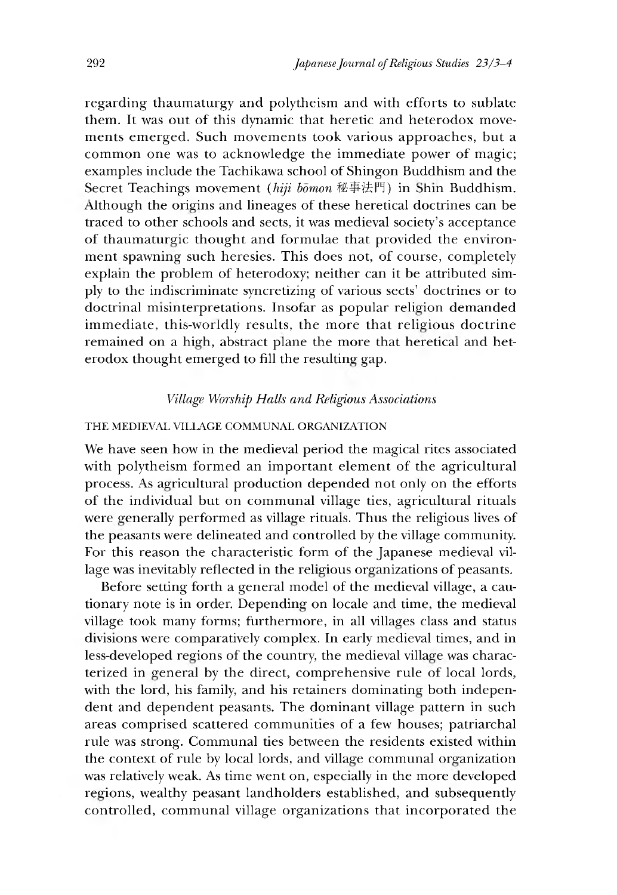regarding thaumaturgy and polytheism and with efforts to sublate them. It was out of this dynamic that heretic and heterodox movements emerged. Such movements took various approaches, but a common one was to acknowledge the immediate power of magic; examples include the Tachikawa school of Shingon Buddhism and the Secret Teachings movement (*hiji bōmon* 秘事法門) in Shin Buddhism. Although the origins and lineages of these heretical doctrines can be traced to other schools and sects, it was medieval society's acceptance of thaumaturgic thought and formulae that provided the environment spawning such heresies. This does not, of course, completely explain the problem of heterodoxy; neither can it be attributed simply to the indiscriminate syncretizing of various sects' doctrines or to doctrinal misinterpretations. Insofar as popular religion demanded immediate, this-worldly results, the more that religious doctrine remained on a high, abstract plane the more that heretical and heterodox thought emerged to fill the resulting gap.

## *Village Worship Halls and Religious Associations*

### THE MEDIEVAL VILLAGE COMMUNAL ORGANIZATION

We have seen how in the medieval period the magical rites associated with polytheism formed an important element of the agricultural process. As agricultural production depended not only on the efforts of the individual but on communal village ties, agricultural rituals were generally performed as village rituals. Thus the religious lives of the peasants were delineated and controlled by the village community. For this reason the characteristic form of the Japanese medieval village was inevitably reflected in the religious organizations of peasants.

Before setting forth a general model of the medieval village, a cautionary note is in order. Depending on locale and time, the medieval village took many forms; furthermore, in all villages class and status divisions were comparatively complex. In early medieval times, and in less-developed regions of the country, the medieval village was characterized in general by the direct, comprehensive rule of local lords, with the lord, his family, and his retainers dominating both independent and dependent peasants. The dominant village pattern in such areas comprised scattered communities of a few houses; patriarchal rule was strong. Communal ties between the residents existed within the context of rule by local lords, and village communal organization was relatively weak. As time went on, especially in the more developed regions, wealthy peasant landholders established, and subsequently controlled, communal village organizations that incorporated the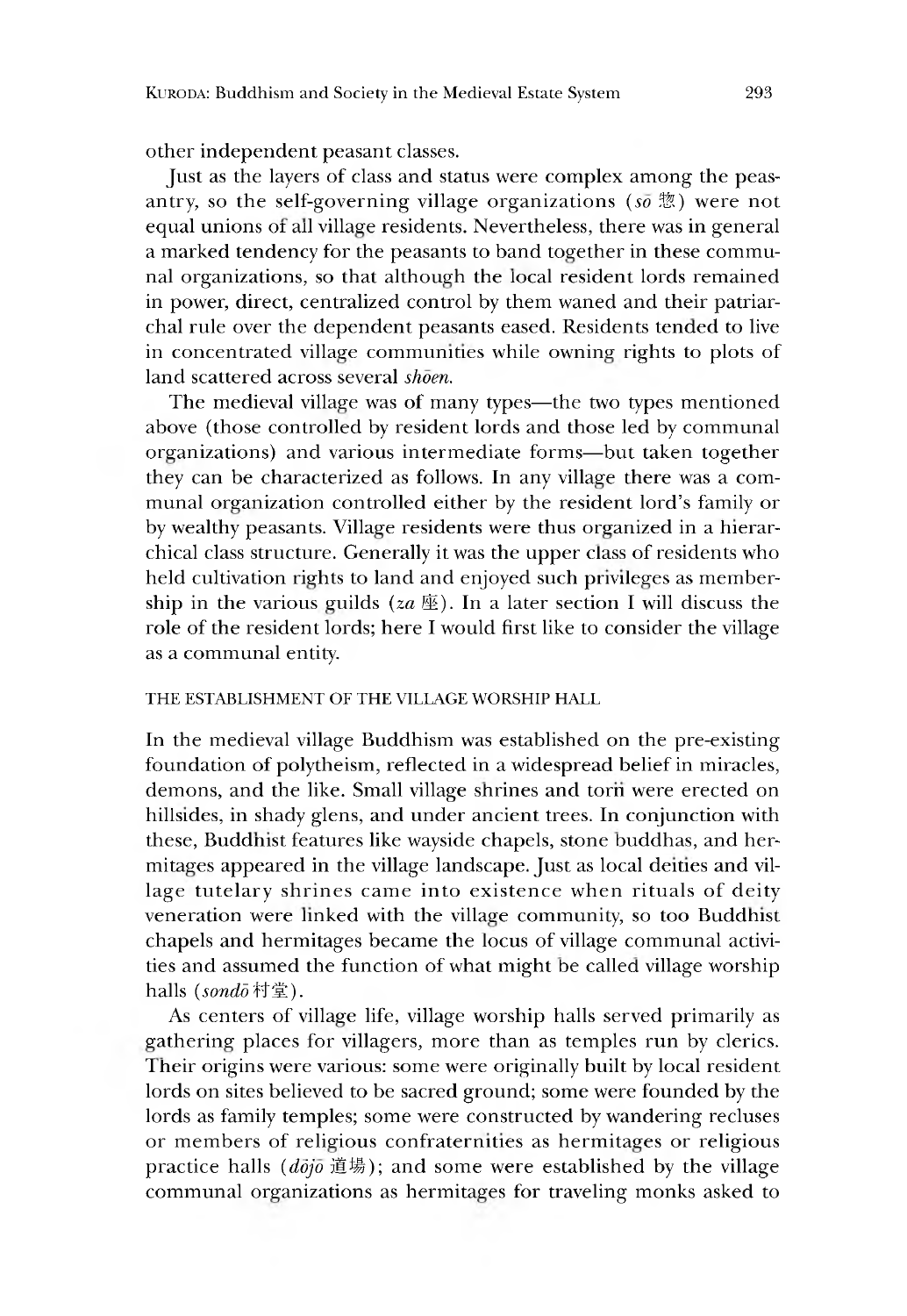other independent peasant classes.

Just as the layers of class and status were complex among the peasantry, so the self-governing village organizations (*sō* 惣) were not equal unions of all village residents. Nevertheless, there was in general a marked tendency for the peasants to band together in these communal organizations, so that although the local resident lords remained in power, direct, centralized control by them waned and their patriarchal rule over the dependent peasants eased. Residents tended to live in concentrated village communities while owning rights to plots of land scattered across several *shōen.*

The medieval village was of many types—the two types mentioned above (those controlled by resident lords and those led by communal organizations) and various intermediate forms—but taken together they can be characterized as follows. In any village there was a communal organization controlled either by the resident lord's family or by wealthy peasants. Village residents were thus organized in a hierarchical class structure. Generally it was the upper class of residents who held cultivation rights to land and enjoyed such privileges as membership in the various guilds (*za* 座). In a later section I will discuss the role of the resident lords; here I would first like to consider the village as a communal entity.

### THE ESTABLISHMENT OF THE VILLAGE WORSHIP HALL

In the medieval village Buddhism was established on the pre-existing foundation of polytheism, reflected in a widespread belief in miracles, demons, and the like. Small village shrines and torii were erected on hillsides, in shady glens, and under ancient trees. In conjunction with these, Buddhist features like wayside chapels, stone buddhas, and hermitages appeared in the village landscape. Just as local deities and village tutelary shrines came into existence when rituals of deity veneration were linked with the village community, so too Buddhist chapels and hermitages became the locus of village communal activities and assumed the function of what might be called village worship halls (*sondō* 村堂).

As centers of village life, village worship halls served primarily as gathering places for villagers, more than as temples run by clerics. Their origins were various: some were originally built by local resident lords on sites believed to be sacred ground; some were founded by the lords as family temples; some were constructed by wandering recluses or members of religious confraternities as hermitages or religious practice halls (*dōjō* 道場); and some were established by the village communal organizations as hermitages for traveling monks asked to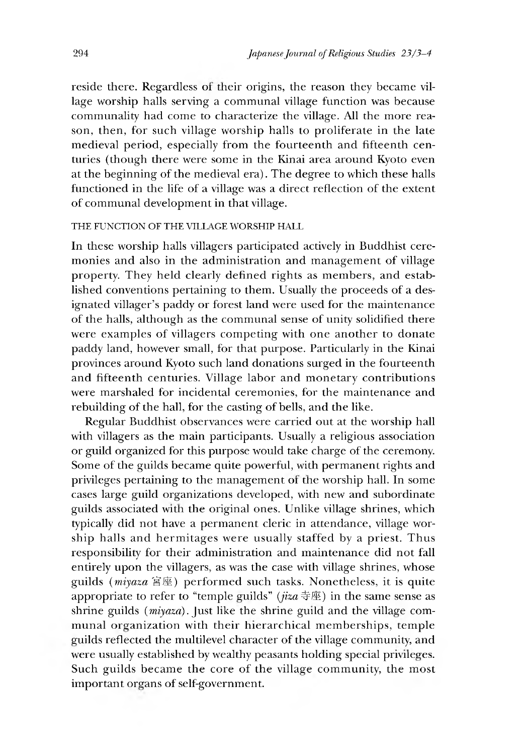reside there. Regardless of their origins, the reason they became village worship halls serving a communal village function was because communality had come to characterize the village. All the more reason, then, for such village worship halls to proliferate in the late medieval period, especially from the fourteenth and fifteenth centuries (though there were some in the Kinai area around Kyoto even at the beginning of the medieval era). The degree to which these halls functioned in the life of a village was a direct reflection of the extent of communal development in that village.

## THE FUNCTION OF THE VILLAGE WORSHIP HALL

In these worship halls villagers participated actively in Buddhist ceremonies and also in the administration and management of village property. They held clearly defined rights as members, and established conventions pertaining to them. Usually the proceeds of a designated villager's paddy or forest land were used for the maintenance of the halls, although as the communal sense of unity solidified there were examples of villagers competing with one another to donate paddy land, however small, for that purpose. Particularly in the Kinai provinces around Kyoto such land donations surged in the fourteenth and fifteenth centuries. Village labor and monetary contributions were marshaled for incidental ceremonies, for the maintenance and rebuilding of the hall, for the casting of bells, and the like.

Regular Buddhist observances were carried out at the worship hall with villagers as the main participants. Usually a religious association or guild organized for this purpose would take charge of the ceremony. Some of the guilds became quite powerful, with permanent rights and privileges pertaining to the management of the worship hall. In some cases large guild organizations developed, with new and subordinate guilds associated with the original ones. Unlike village shrines, which typically did not have a permanent cleric in attendance, village worship halls and hermitages were usually staffed by a priest. Thus responsibility for their administration and maintenance did not fall entirely upon the villagers, as was the case with village shrines, whose guilds (*miyaza* 宮座) performed such tasks. Nonetheless, it is quite appropriate to refer to "temple guilds" (*jiza* 寺座) in the same sense as shrine guilds (*miyaza*). Just like the shrine guild and the village communal organization with their hierarchical memberships, temple guilds reflected the multilevel character of the village community, and were usually established by wealthy peasants holding special privileges. Such guilds became the core of the village community, the most important organs of self-government.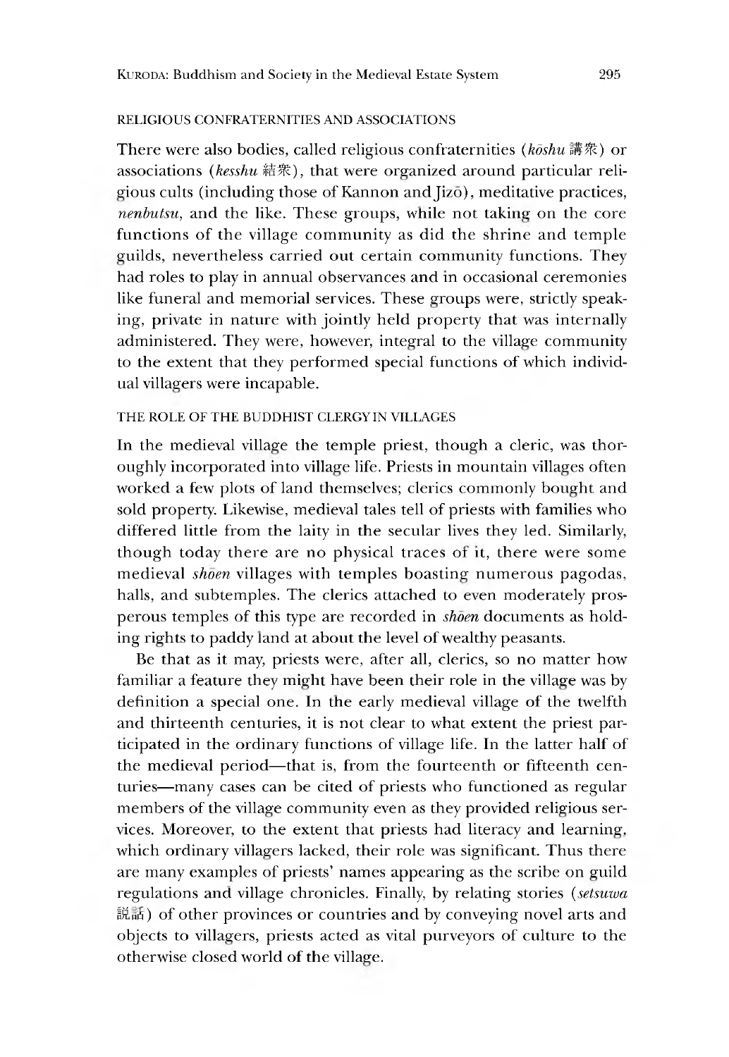### RELIGIOUS CONFRATERNITIES AND ASSOCIATIONS

There were also bodies, called religious confraternities (*kōshu* 講衆) or associations (*kesshu* 結衆), that were organized around particular religious cults (including those of Kannon and Jizō), meditative practices, *nenbutsu*, and the like. These groups, while not taking on the core functions of the village community as did the shrine and temple guilds, nevertheless carried out certain community functions. They had roles to play in annual observances and in occasional ceremonies like funeral and memorial services. These groups were, strictly speaking, private in nature with jointly held property that was internally administered. They were, however, integral to the village community to the extent that they performed special functions of which individual villagers were incapable.

### THE ROLE OF THE BUDDHIST CLERGY IN VILLAGES

In the medieval village the temple priest, though a cleric, was thoroughly incorporated into village life. Priests in mountain villages often worked a few plots of land themselves; clerics commonly bought and sold property. Likewise, medieval tales tell of priests with families who differed little from the laity in the secular lives they led. Similarly, though today there are no physical traces of it, there were some medieval *shōen* villages with temples boasting numerous pagodas, halls, and subtemples. The clerics attached to even moderately prosperous temples of this type are recorded in *shōen* documents as holding rights to paddy land at about the level of wealthy peasants.

Be that as it may, priests were, after all, clerics, so no matter how familiar a feature they might have been their role in the village was by definition a special one. In the early medieval village of the twelfth and thirteenth centuries, it is not clear to what extent the priest participated in the ordinary functions of village life. In the latter half of the medieval period—that is, from the fourteenth or fifteenth centuries—many cases can be cited of priests who functioned as regular members of the village community even as they provided religious services. Moreover, to the extent that priests had literacy and learning, which ordinary villagers lacked, their role was significant. Thus there are many examples of priests' names appearing as the scribe on guild regulations and village chronicles. Finally, by relating stories (*setsuwa* 説話) of other provinces or countries and by conveying novel arts and objects to villagers, priests acted as vital purveyors of culture to the otherwise closed world of the village.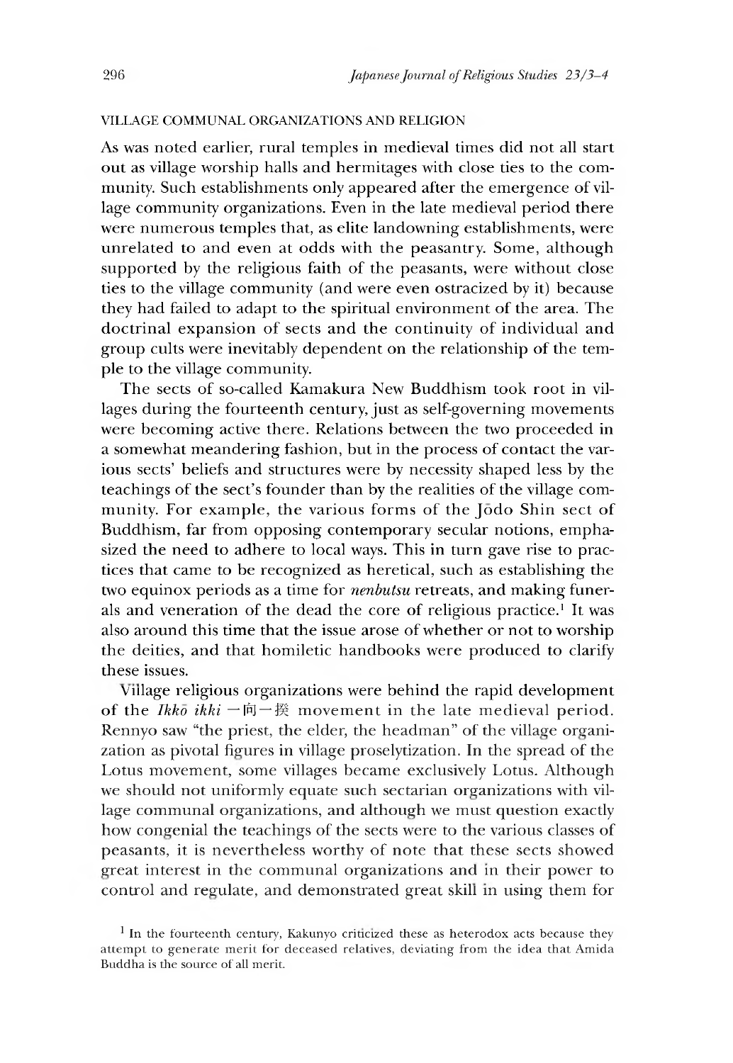## VILLAGE COMMUNAL ORGANIZATIONS AND RELIGION

As was noted earlier, rural temples in medieval times did not all start out as village worship halls and hermitages with close ties to the community. Such establishments only appeared after the emergence of village community organizations. Even in the late medieval period there were numerous temples that, as elite landowning establishments, were unrelated to and even at odds with the peasantry. Some, although supported by the religious faith of the peasants, were without close ties to the village community (and were even ostracized by it) because they had failed to adapt to the spiritual environment of the area. The doctrinal expansion of sects and the continuity of individual and group cults were inevitably dependent on the relationship of the temple to the village community.

The sects of so-called Kamakura New Buddhism took root in villages during the fourteenth century, just as self-governing movements were becoming active there. Relations between the two proceeded in a somewhat meandering fashion, but in the process of contact the various sects' beliefs and structures were by necessity shaped less by the teachings of the sect's founder than by the realities of the village community. For example, the various forms of the Jōdo Shin sect of Buddhism, far from opposing contemporary secular notions, emphasized the need to adhere to local ways. This in turn gave rise to practices that came to be recognized as heretical, such as establishing the two equinox periods as a time for *nenbutsu* retreats, and making funerals and veneration of the dead the core of religious practice.[1] It was also around this time that the issue arose of whether or not to worship the deities, and that homiletic handbooks were produced to clarify these issues.

Village religious organizations were behind the rapid development of the *Ikkō ikki* 一向一揆 movement in the late medieval period. Rennyo saw "the priest, the elder, the headman" of the village organization as pivotal figures in village proselytization. In the spread of the Lotus movement, some villages became exclusively Lotus. Although we should not uniformly equate such sectarian organizations with village communal organizations, and although we must question exactly how congenial the teachings of the sects were to the various classes of peasants, it is nevertheless worthy of note that these sects showed great interest in the communal organizations and in their power to control and regulate, and demonstrated great skill in using them for

[1] In the fourteenth century, Kakunyo criticized these as heterodox acts because they attempt to generate merit for deceased relatives, deviating from the idea that Amida Buddha is the source of all merit.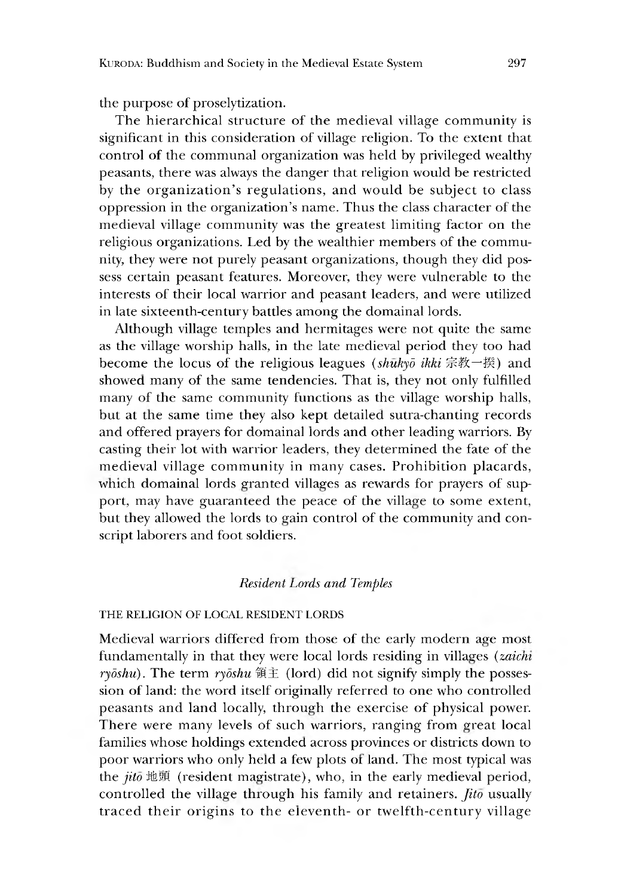the purpose of proselytization.

The hierarchical structure of the medieval village community is significant in this consideration of village religion. To the extent that control of the communal organization was held by privileged wealthy peasants, there was always the danger that religion would be restricted by the organization's regulations, and would be subject to class oppression in the organization's name. Thus the class character of the medieval village community was the greatest limiting factor on the religious organizations. Led by the wealthier members of the community, they were not purely peasant organizations, though they did possess certain peasant features. Moreover, they were vulnerable to the interests of their local warrior and peasant leaders, and were utilized in late sixteenth-century battles among the domainal lords.

Although village temples and hermitages were not quite the same as the village worship halls, in the late medieval period they too had become the locus of the religious leagues (*shūkyō ikki* 宗教一揆) and showed many of the same tendencies. That is, they not only fulfilled many of the same community functions as the village worship halls, but at the same time they also kept detailed sutra-chanting records and offered prayers for domainal lords and other leading warriors. By casting their lot with warrior leaders, they determined the fate of the medieval village community in many cases. Prohibition placards, which domainal lords granted villages as rewards for prayers of support, may have guaranteed the peace of the village to some extent, but they allowed the lords to gain control of the community and conscript laborers and foot soldiers.

## *Resident Lords and Temples*

### THE RELIGION OF LOCAL RESIDENT LORDS

Medieval warriors differed from those of the early modern age most fundamentally in that they were local lords residing in villages (*zaichi ryōshu*). The term *ryōshu* 領主 (lord) did not signify simply the possession of land: the word itself originally referred to one who controlled peasants and land locally, through the exercise of physical power. There were many levels of such warriors, ranging from great local families whose holdings extended across provinces or districts down to poor warriors who only held a few plots of land. The most typical was the *jitō* 地頭 (resident magistrate), who, in the early medieval period, controlled the village through his family and retainers. *Jitō* usually traced their origins to the eleventh- or twelfth-century village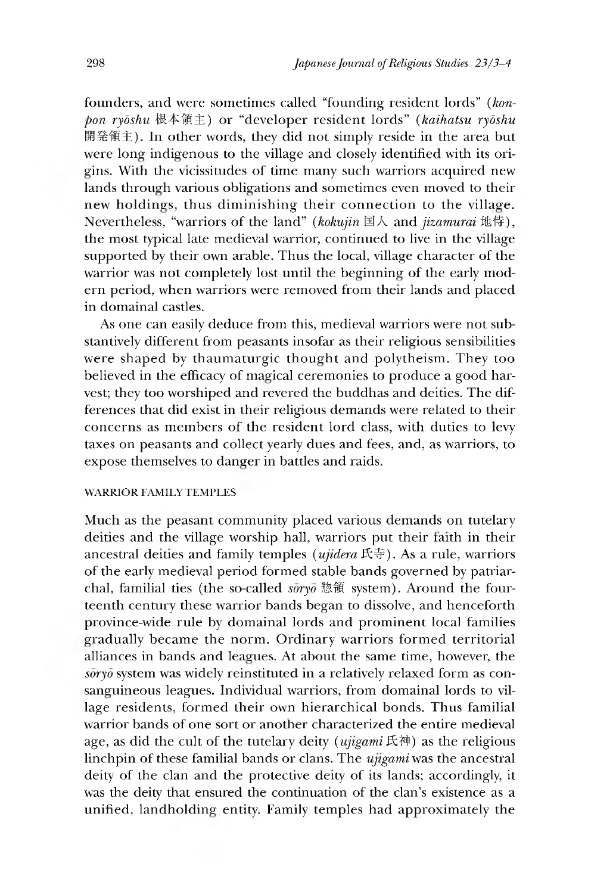founders, and were sometimes called "founding resident lords" (*konpon ryōshu* 根本領主) or "developer resident lords" (*kaihatsu ryōshu* 開発領主). In other words, they did not simply reside in the area but were long indigenous to the village and closely identified with its origins. With the vicissitudes of time many such warriors acquired new lands through various obligations and sometimes even moved to their new holdings, thus diminishing their connection to the village. Nevertheless, "warriors of the land" (*kokujin* 国人 and *jizamurai* 地侍), the most typical late medieval warrior, continued to live in the village supported by their own arable. Thus the local, village character of the warrior was not completely lost until the beginning of the early modern period, when warriors were removed from their lands and placed in domainal castles.

As one can easily deduce from this, medieval warriors were not substantively different from peasants insofar as their religious sensibilities were shaped by thaumaturgic thought and polytheism. They too believed in the efficacy of magical ceremonies to produce a good harvest; they too worshiped and revered the buddhas and deities. The differences that did exist in their religious demands were related to their concerns as members of the resident lord class, with duties to levy taxes on peasants and collect yearly dues and fees, and, as warriors, to expose themselves to danger in battles and raids.

## WARRIOR FAMILY TEMPLES

Much as the peasant community placed various demands on tutelary deities and the village worship hall, warriors put their faith in their ancestral deities and family temples (*ujidera* 氏寺). As a rule, warriors of the early medieval period formed stable bands governed by patriarchal, familial ties (the so-called *sōryō* 惣領 system). Around the fourteenth century these warrior bands began to dissolve, and henceforth province-wide rule by domainal lords and prominent local families gradually became the norm. Ordinary warriors formed territorial alliances in bands and leagues. At about the same time, however, the *sōryō* system was widely reinstituted in a relatively relaxed form as consanguineous leagues. Individual warriors, from domainal lords to village residents, formed their own hierarchical bonds. Thus familial warrior bands of one sort or another characterized the entire medieval age, as did the cult of the tutelary deity (*ujigami* 氏神) as the religious linchpin of these familial bands or clans. The *ujigami* was the ancestral deity of the clan and the protective deity of its lands; accordingly, it was the deity that ensured the continuation of the clan's existence as a unified, landholding entity. Family temples had approximately the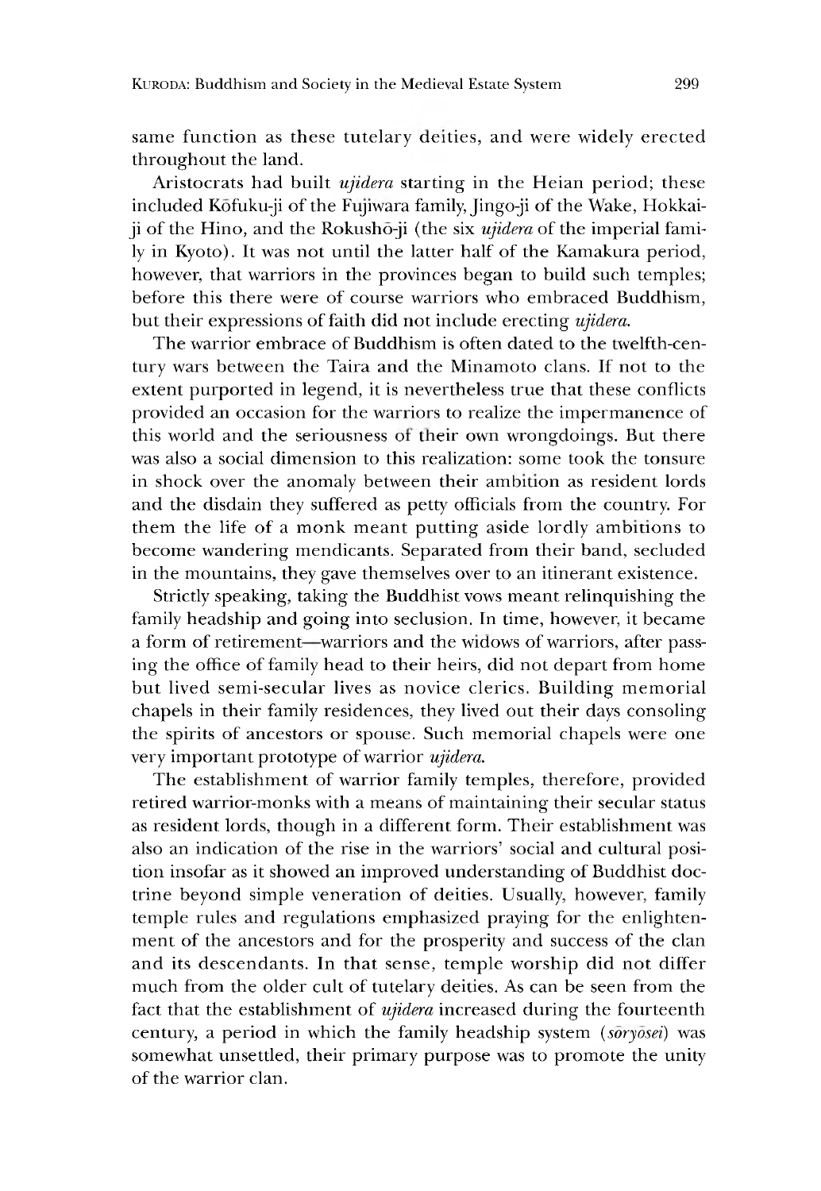same function as these tutelary deities, and were widely erected throughout the land.

Aristocrats had built *ujidera* starting in the Heian period; these included Kōfuku-ji of the Fujiwara family, Jingo-ji of the Wake, Hokkai-ji of the Hino, and the Rokushō-ji (the six *ujidera* of the imperial family in Kyoto). It was not until the latter half of the Kamakura period, however, that warriors in the provinces began to build such temples; before this there were of course warriors who embraced Buddhism, but their expressions of faith did not include erecting *ujidera*.

The warrior embrace of Buddhism is often dated to the twelfth-century wars between the Taira and the Minamoto clans. If not to the extent purported in legend, it is nevertheless true that these conflicts provided an occasion for the warriors to realize the impermanence of this world and the seriousness of their own wrongdoings. But there was also a social dimension to this realization: some took the tonsure in shock over the anomaly between their ambition as resident lords and the disdain they suffered as petty officials from the country. For them the life of a monk meant putting aside lordly ambitions to become wandering mendicants. Separated from their band, secluded in the mountains, they gave themselves over to an itinerant existence.

Strictly speaking, taking the Buddhist vows meant relinquishing the family headship and going into seclusion. In time, however, it became a form of retirement—warriors and the widows of warriors, after passing the office of family head to their heirs, did not depart from home but lived semi-secular lives as novice clerics. Building memorial chapels in their family residences, they lived out their days consoling the spirits of ancestors or spouse. Such memorial chapels were one very important prototype of warrior *ujidera*.

The establishment of warrior family temples, therefore, provided retired warrior-monks with a means of maintaining their secular status as resident lords, though in a different form. Their establishment was also an indication of the rise in the warriors' social and cultural position insofar as it showed an improved understanding of Buddhist doctrine beyond simple veneration of deities. Usually, however, family temple rules and regulations emphasized praying for the enlightenment of the ancestors and for the prosperity and success of the clan and its descendants. In that sense, temple worship did not differ much from the older cult of tutelary deities. As can be seen from the fact that the establishment of *ujidera* increased during the fourteenth century, a period in which the family headship system (*sōryōsei*) was somewhat unsettled, their primary purpose was to promote the unity of the warrior clan.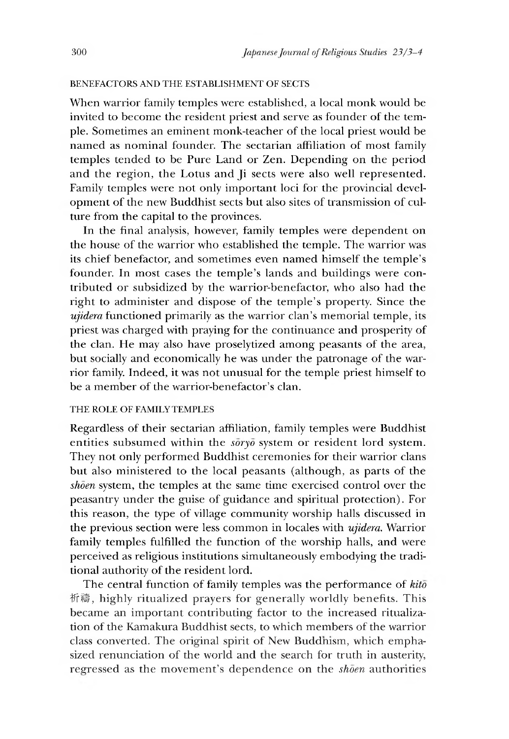### BENEFACTORS AND THE ESTABLISHMENT OF SECTS

When warrior family temples were established, a local monk would be invited to become the resident priest and serve as founder of the temple. Sometimes an eminent monk-teacher of the local priest would be named as nominal founder. The sectarian affiliation of most family temples tended to be Pure Land or Zen. Depending on the period and the region, the Lotus and Ji sects were also well represented. Family temples were not only important loci for the provincial development of the new Buddhist sects but also sites of transmission of culture from the capital to the provinces.

In the final analysis, however, family temples were dependent on the house of the warrior who established the temple. The warrior was its chief benefactor, and sometimes even named himself the temple's founder. In most cases the temple's lands and buildings were contributed or subsidized by the warrior-benefactor, who also had the right to administer and dispose of the temple's property. Since the *ujidera* functioned primarily as the warrior clan's memorial temple, its priest was charged with praying for the continuance and prosperity of the clan. He may also have proselytized among peasants of the area, but socially and economically he was under the patronage of the warrior family. Indeed, it was not unusual for the temple priest himself to be a member of the warrior-benefactor's clan.

### THE ROLE OF FAMILY TEMPLES

Regardless of their sectarian affiliation, family temples were Buddhist entities subsumed within the *sōryō* system or resident lord system. They not only performed Buddhist ceremonies for their warrior clans but also ministered to the local peasants (although, as parts of the *shōen* system, the temples at the same time exercised control over the peasantry under the guise of guidance and spiritual protection). For this reason, the type of village community worship halls discussed in the previous section were less common in locales with *ujidera*. Warrior family temples fulfilled the function of the worship halls, and were perceived as religious institutions simultaneously embodying the traditional authority of the resident lord.

The central function of family temples was the performance of *kitō* 祈禱, highly ritualized prayers for generally worldly benefits. This became an important contributing factor to the increased ritualization of the Kamakura Buddhist sects, to which members of the warrior class converted. The original spirit of New Buddhism, which emphasized renunciation of the world and the search for truth in austerity, regressed as the movement's dependence on the *shōen* authorities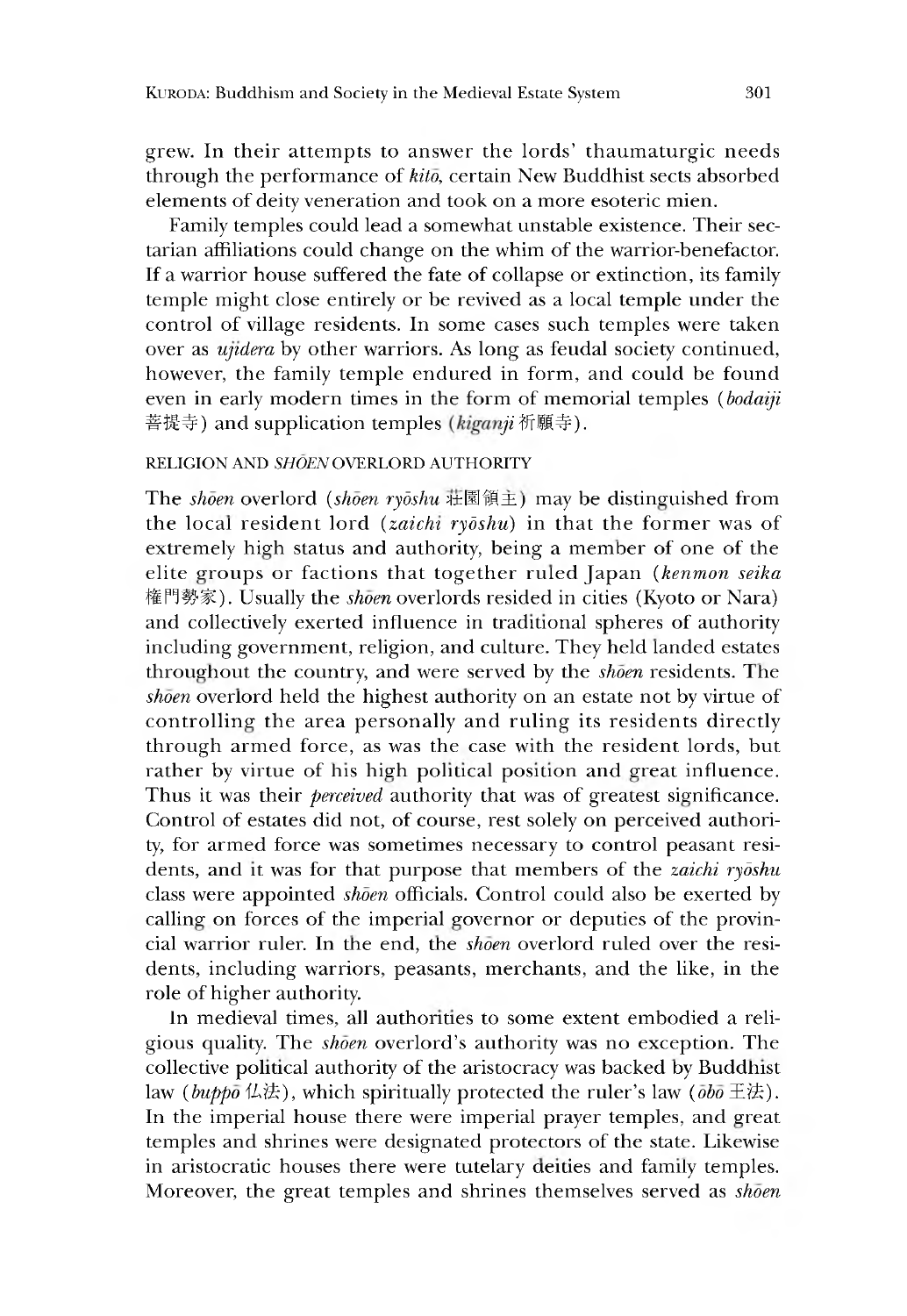grew. In their attempts to answer the lords' thaumaturgic needs through the performance of *kitō*, certain New Buddhist sects absorbed elements of deity veneration and took on a more esoteric mien.

Family temples could lead a somewhat unstable existence. Their sectarian affiliations could change on the whim of the warrior-benefactor. If a warrior house suffered the fate of collapse or extinction, its family temple might close entirely or be revived as a local temple under the control of village residents. In some cases such temples were taken over as *ujidera* by other warriors. As long as feudal society continued, however, the family temple endured in form, and could be found even in early modern times in the form of memorial temples (*bodaiji* 菩提寺) and supplication temples (*kiganji* 祈願寺).

## RELIGION AND *SHŌEN* OVERLORD AUTHORITY

The *shōen* overlord (*shōen ryōshu* 荘園領主) may be distinguished from the local resident lord (*zaichi ryōshu*) in that the former was of extremely high status and authority, being a member of one of the elite groups or factions that together ruled Japan (*kenmon seika* 権門勢家). Usually the *shōen* overlords resided in cities (Kyoto or Nara) and collectively exerted influence in traditional spheres of authority including government, religion, and culture. They held landed estates throughout the country, and were served by the *shōen* residents. The *shōen* overlord held the highest authority on an estate not by virtue of controlling the area personally and ruling its residents directly through armed force, as was the case with the resident lords, but rather by virtue of his high political position and great influence. Thus it was their *perceived* authority that was of greatest significance. Control of estates did not, of course, rest solely on perceived authority, for armed force was sometimes necessary to control peasant residents, and it was for that purpose that members of the *zaichi ryōshu* class were appointed *shōen* officials. Control could also be exerted by calling on forces of the imperial governor or deputies of the provincial warrior ruler. In the end, the *shōen* overlord ruled over the residents, including warriors, peasants, merchants, and the like, in the role of higher authority.

In medieval times, all authorities to some extent embodied a religious quality. The *shōen* overlord's authority was no exception. The collective political authority of the aristocracy was backed by Buddhist law (*buppō* 仏法), which spiritually protected the ruler's law (*ōbō* 王法). In the imperial house there were imperial prayer temples, and great temples and shrines were designated protectors of the state. Likewise in aristocratic houses there were tutelary deities and family temples. Moreover, the great temples and shrines themselves served as *shōen*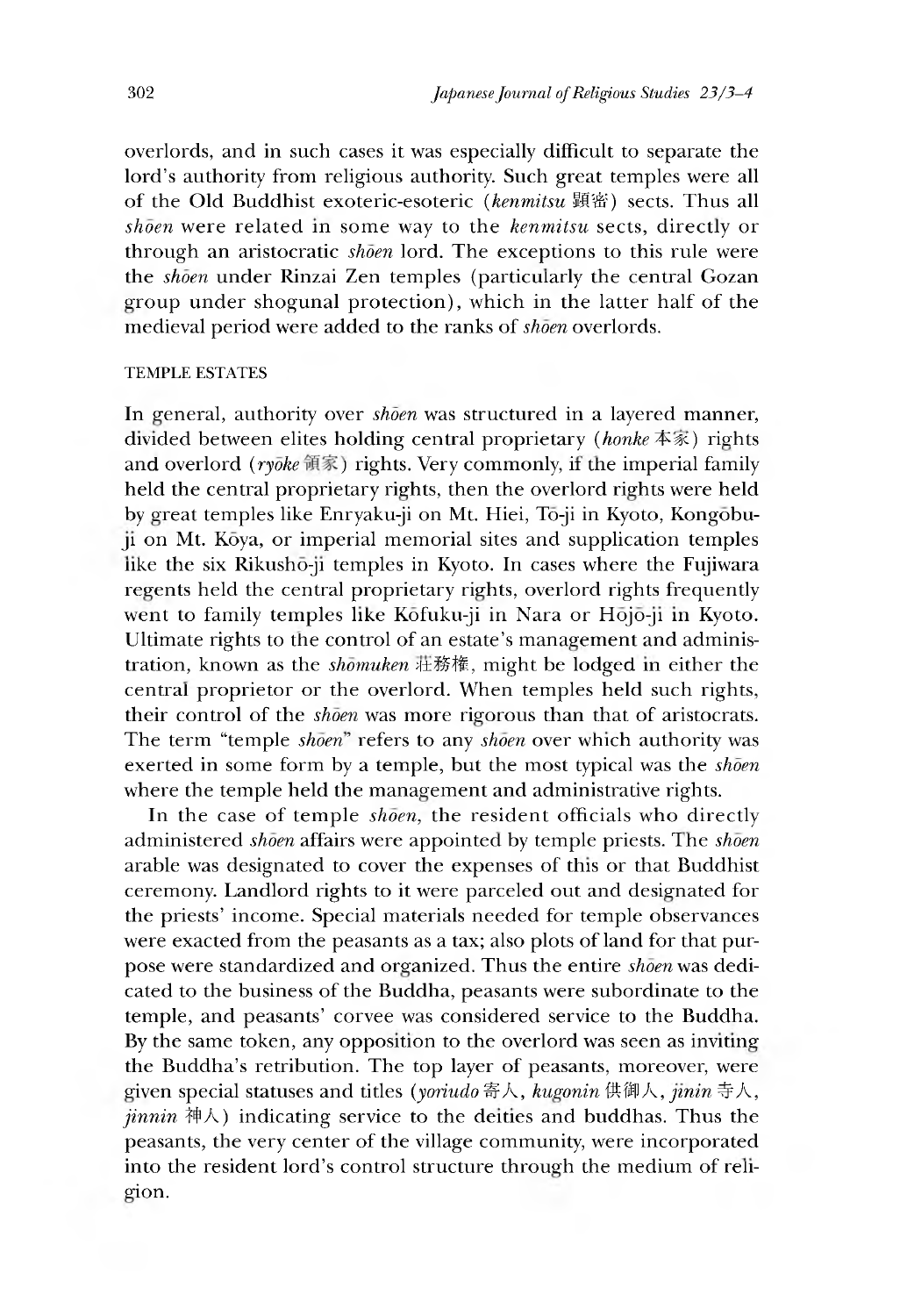overlords, and in such cases it was especially difficult to separate the lord's authority from religious authority. Such great temples were all of the Old Buddhist exoteric-esoteric (*kenmitsu* 顕密) sects. Thus all *shōen* were related in some way to the *kenmitsu* sects, directly or through an aristocratic *shōen* lord. The exceptions to this rule were the *shōen* under Rinzai Zen temples (particularly the central Gozan group under shogunal protection), which in the latter half of the medieval period were added to the ranks of *shōen* overlords.

### TEMPLE ESTATES

In general, authority over *shōen* was structured in a layered manner, divided between elites holding central proprietary (*honke* 本家) rights and overlord (*ryōke* 領家) rights. Very commonly, if the imperial family held the central proprietary rights, then the overlord rights were held by great temples like Enryaku-ji on Mt. Hiei, Tō-ji in Kyoto, Kongōbu-ji on Mt. Kōya, or imperial memorial sites and supplication temples like the six Rikushō-ji temples in Kyoto. In cases where the Fujiwara regents held the central proprietary rights, overlord rights frequently went to family temples like Kōfuku-ji in Nara or Hōjō-ji in Kyoto. Ultimate rights to the control of an estate's management and administration, known as the *shōmuken* 荘務権, might be lodged in either the central proprietor or the overlord. When temples held such rights, their control of the *shōen* was more rigorous than that of aristocrats. The term "temple *shōen*" refers to any *shōen* over which authority was exerted in some form by a temple, but the most typical was the *shōen* where the temple held the management and administrative rights.

In the case of temple *shōen*, the resident officials who directly administered *shōen* affairs were appointed by temple priests. The *shōen* arable was designated to cover the expenses of this or that Buddhist ceremony. Landlord rights to it were parceled out and designated for the priests' income. Special materials needed for temple observances were exacted from the peasants as a tax; also plots of land for that purpose were standardized and organized. Thus the entire *shōen* was dedicated to the business of the Buddha, peasants were subordinate to the temple, and peasants' corvee was considered service to the Buddha. By the same token, any opposition to the overlord was seen as inviting the Buddha's retribution. The top layer of peasants, moreover, were given special statuses and titles (*yoriudo* 寄人, *kugonin* 供御人, *jinin* 寺人, *jinnin* 神人) indicating service to the deities and buddhas. Thus the peasants, the very center of the village community, were incorporated into the resident lord's control structure through the medium of religion.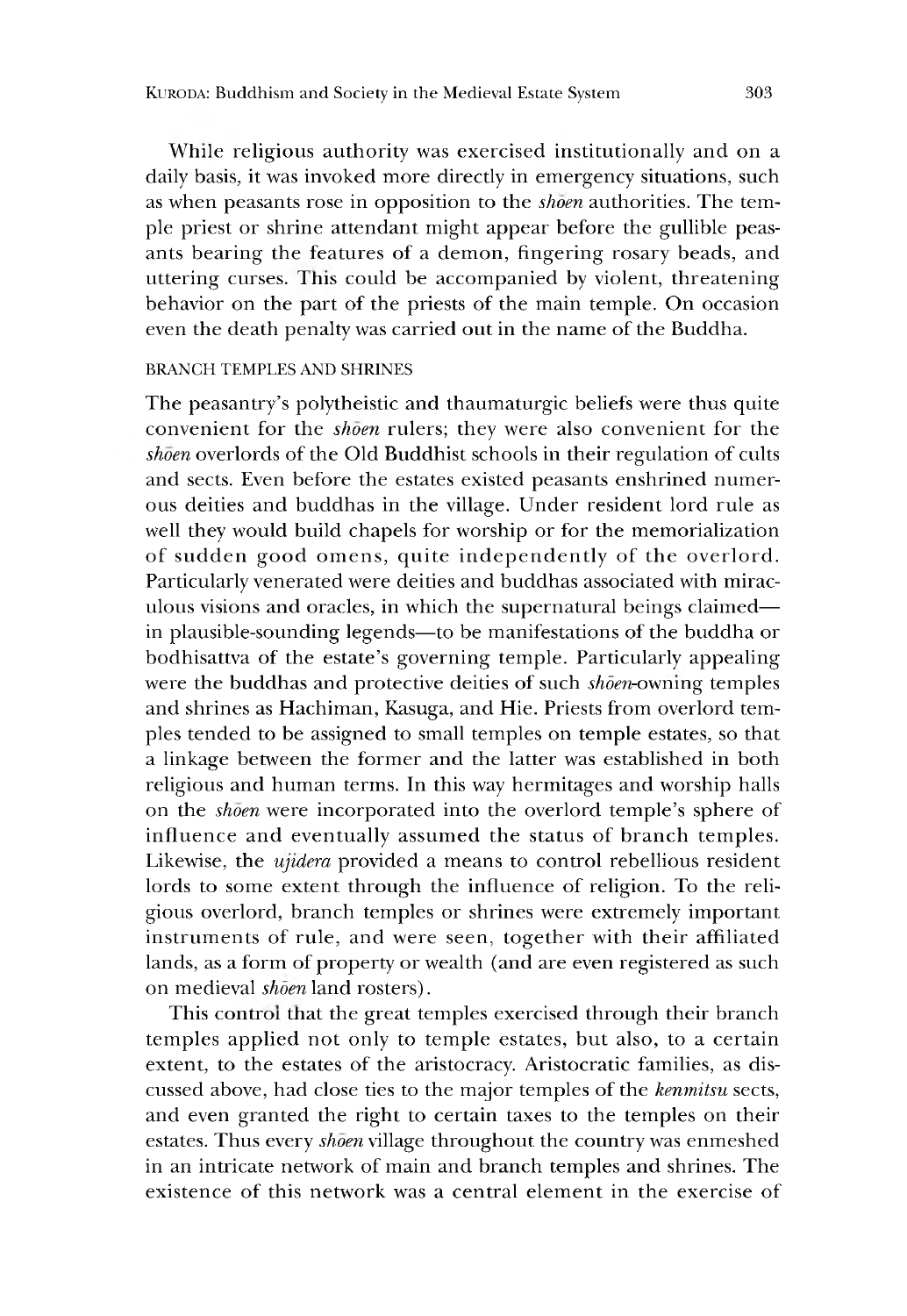While religious authority was exercised institutionally and on a daily basis, it was invoked more directly in emergency situations, such as when peasants rose in opposition to the *shōen* authorities. The temple priest or shrine attendant might appear before the gullible peasants bearing the features of a demon, fingering rosary beads, and uttering curses. This could be accompanied by violent, threatening behavior on the part of the priests of the main temple. On occasion even the death penalty was carried out in the name of the Buddha.

### BRANCH TEMPLES AND SHRINES

The peasantry's polytheistic and thaumaturgic beliefs were thus quite convenient for the *shōen* rulers; they were also convenient for the *shōen* overlords of the Old Buddhist schools in their regulation of cults and sects. Even before the estates existed peasants enshrined numerous deities and buddhas in the village. Under resident lord rule as well they would build chapels for worship or for the memorialization of sudden good omens, quite independently of the overlord. Particularly venerated were deities and buddhas associated with miraculous visions and oracles, in which the supernatural beings claimed—in plausible-sounding legends—to be manifestations of the buddha or bodhisattva of the estate's governing temple. Particularly appealing were the buddhas and protective deities of such *shōen*-owning temples and shrines as Hachiman, Kasuga, and Hie. Priests from overlord temples tended to be assigned to small temples on temple estates, so that a linkage between the former and the latter was established in both religious and human terms. In this way hermitages and worship halls on the *shōen* were incorporated into the overlord temple's sphere of influence and eventually assumed the status of branch temples. Likewise, the *ujidera* provided a means to control rebellious resident lords to some extent through the influence of religion. To the religious overlord, branch temples or shrines were extremely important instruments of rule, and were seen, together with their affiliated lands, as a form of property or wealth (and are even registered as such on medieval *shōen* land rosters).

This control that the great temples exercised through their branch temples applied not only to temple estates, but also, to a certain extent, to the estates of the aristocracy. Aristocratic families, as discussed above, had close ties to the major temples of the *kenmitsu* sects, and even granted the right to certain taxes to the temples on their estates. Thus every *shōen* village throughout the country was enmeshed in an intricate network of main and branch temples and shrines. The existence of this network was a central element in the exercise of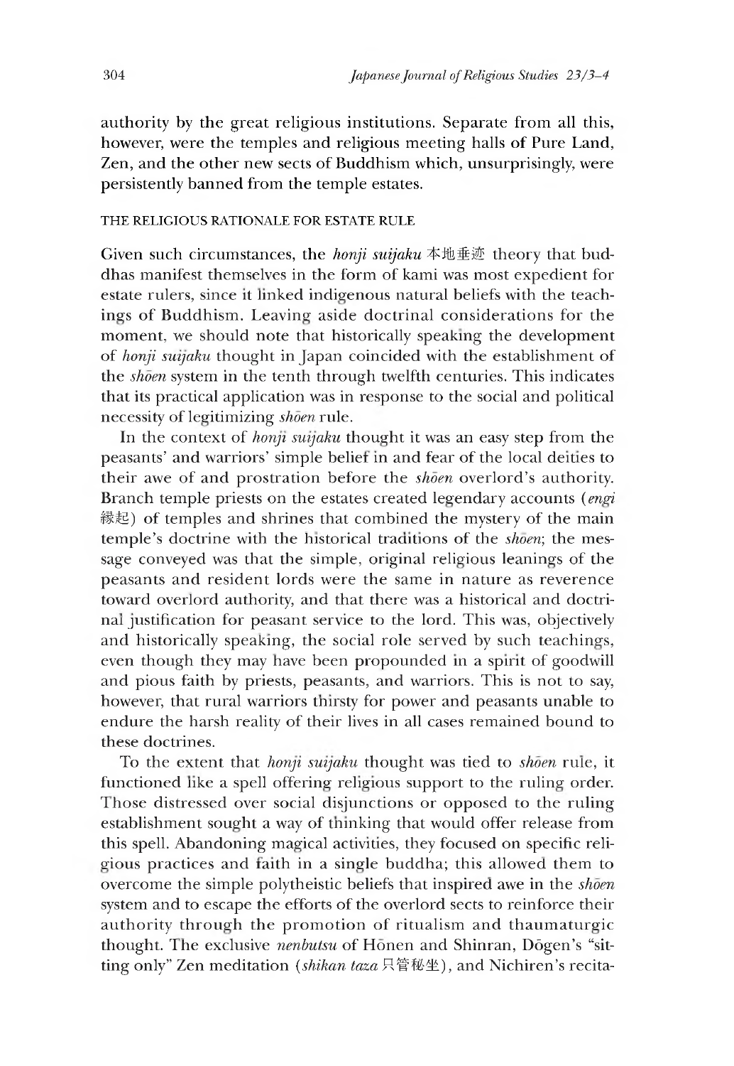authority by the great religious institutions. Separate from all this, however, were the temples and religious meeting halls of Pure Land, Zen, and the other new sects of Buddhism which, unsurprisingly, were persistently banned from the temple estates.

## THE RELIGIOUS RATIONALE FOR ESTATE RULE

Given such circumstances, the *honji suijaku* 本地垂迹 theory that buddhas manifest themselves in the form of kami was most expedient for estate rulers, since it linked indigenous natural beliefs with the teachings of Buddhism. Leaving aside doctrinal considerations for the moment, we should note that historically speaking the development of *honji suijaku* thought in Japan coincided with the establishment of the *shōen* system in the tenth through twelfth centuries. This indicates that its practical application was in response to the social and political necessity of legitimizing *shōen* rule.

In the context of *honji suijaku* thought it was an easy step from the peasants' and warriors' simple belief in and fear of the local deities to their awe of and prostration before the *shōen* overlord's authority. Branch temple priests on the estates created legendary accounts (*engi* 縁起) of temples and shrines that combined the mystery of the main temple's doctrine with the historical traditions of the *shōen*; the message conveyed was that the simple, original religious leanings of the peasants and resident lords were the same in nature as reverence toward overlord authority, and that there was a historical and doctrinal justification for peasant service to the lord. This was, objectively and historically speaking, the social role served by such teachings, even though they may have been propounded in a spirit of goodwill and pious faith by priests, peasants, and warriors. This is not to say, however, that rural warriors thirsty for power and peasants unable to endure the harsh reality of their lives in all cases remained bound to these doctrines.

To the extent that *honji suijaku* thought was tied to *shōen* rule, it functioned like a spell offering religious support to the ruling order. Those distressed over social disjunctions or opposed to the ruling establishment sought a way of thinking that would offer release from this spell. Abandoning magical activities, they focused on specific religious practices and faith in a single buddha; this allowed them to overcome the simple polytheistic beliefs that inspired awe in the *shōen* system and to escape the efforts of the overlord sects to reinforce their authority through the promotion of ritualism and thaumaturgic thought. The exclusive *nenbutsu* of Hōnen and Shinran, Dōgen's "sitting only" Zen meditation (*shikan taza* 只管秘坐), and Nichiren's recita-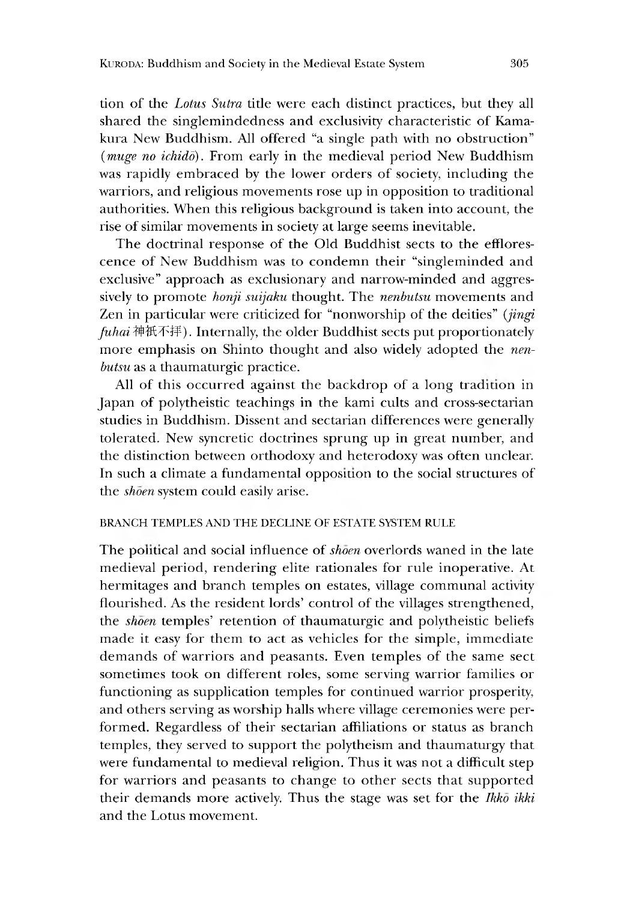tion of the *Lotus Sutra* title were each distinct practices, but they all shared the singlemindedness and exclusivity characteristic of Kamakura New Buddhism. All offered "a single path with no obstruction" (*muge no ichidō*). From early in the medieval period New Buddhism was rapidly embraced by the lower orders of society, including the warriors, and religious movements rose up in opposition to traditional authorities. When this religious background is taken into account, the rise of similar movements in society at large seems inevitable.

The doctrinal response of the Old Buddhist sects to the efflorescence of New Buddhism was to condemn their "singleminded and exclusive" approach as exclusionary and narrow-minded and aggressively to promote *honji suijaku* thought. The *nenbutsu* movements and Zen in particular were criticized for "nonworship of the deities" (*jingi fuhai* 神祇不拝). Internally, the older Buddhist sects put proportionately more emphasis on Shinto thought and also widely adopted the *nenbutsu* as a thaumaturgic practice.

All of this occurred against the backdrop of a long tradition in Japan of polytheistic teachings in the kami cults and cross-sectarian studies in Buddhism. Dissent and sectarian differences were generally tolerated. New syncretic doctrines sprung up in great number, and the distinction between orthodoxy and heterodoxy was often unclear. In such a climate a fundamental opposition to the social structures of the *shōen* system could easily arise.

## BRANCH TEMPLES AND THE DECLINE OF ESTATE SYSTEM RULE

The political and social influence of *shōen* overlords waned in the late medieval period, rendering elite rationales for rule inoperative. At hermitages and branch temples on estates, village communal activity flourished. As the resident lords' control of the villages strengthened, the *shōen* temples' retention of thaumaturgic and polytheistic beliefs made it easy for them to act as vehicles for the simple, immediate demands of warriors and peasants. Even temples of the same sect sometimes took on different roles, some serving warrior families or functioning as supplication temples for continued warrior prosperity, and others serving as worship halls where village ceremonies were performed. Regardless of their sectarian affiliations or status as branch temples, they served to support the polytheism and thaumaturgy that were fundamental to medieval religion. Thus it was not a difficult step for warriors and peasants to change to other sects that supported their demands more actively. Thus the stage was set for the *Ikkō ikki* and the Lotus movement.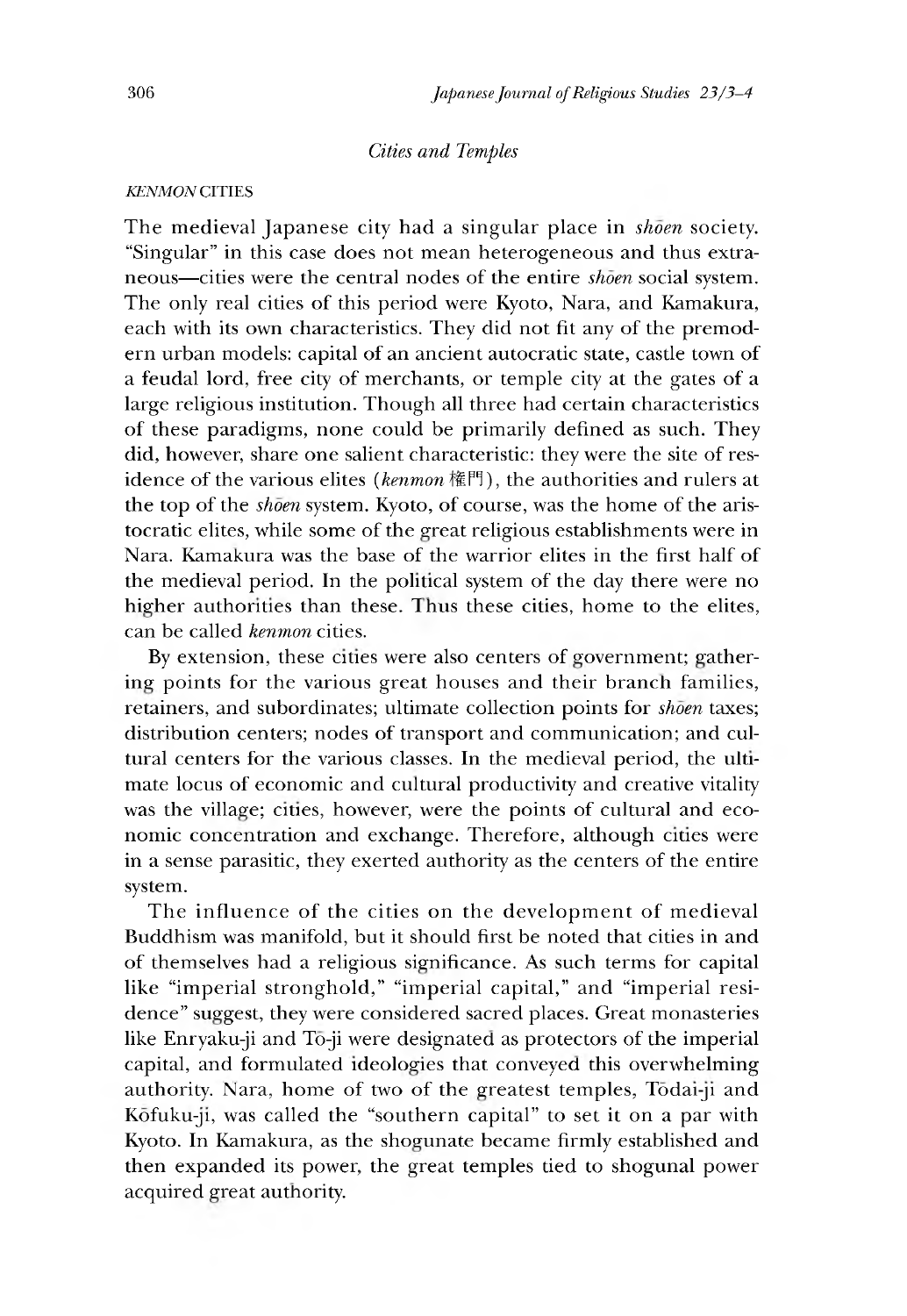## *Cities and Temples*

### *KENMON* CITIES

The medieval Japanese city had a singular place in *shōen* society. "Singular" in this case does not mean heterogeneous and thus extraneous—cities were the central nodes of the entire *shōen* social system. The only real cities of this period were Kyoto, Nara, and Kamakura, each with its own characteristics. They did not fit any of the premodern urban models: capital of an ancient autocratic state, castle town of a feudal lord, free city of merchants, or temple city at the gates of a large religious institution. Though all three had certain characteristics of these paradigms, none could be primarily defined as such. They did, however, share one salient characteristic: they were the site of residence of the various elites (*kenmon* 権門), the authorities and rulers at the top of the *shōen* system. Kyoto, of course, was the home of the aristocratic elites, while some of the great religious establishments were in Nara. Kamakura was the base of the warrior elites in the first half of the medieval period. In the political system of the day there were no higher authorities than these. Thus these cities, home to the elites, can be called *kenmon* cities.

By extension, these cities were also centers of government; gathering points for the various great houses and their branch families, retainers, and subordinates; ultimate collection points for *shōen* taxes; distribution centers; nodes of transport and communication; and cultural centers for the various classes. In the medieval period, the ultimate locus of economic and cultural productivity and creative vitality was the village; cities, however, were the points of cultural and economic concentration and exchange. Therefore, although cities were in a sense parasitic, they exerted authority as the centers of the entire system.

The influence of the cities on the development of medieval Buddhism was manifold, but it should first be noted that cities in and of themselves had a religious significance. As such terms for capital like "imperial stronghold," "imperial capital," and "imperial residence" suggest, they were considered sacred places. Great monasteries like Enryaku-ji and Tō-ji were designated as protectors of the imperial capital, and formulated ideologies that conveyed this overwhelming authority. Nara, home of two of the greatest temples, Tōdai-ji and Kōfuku-ji, was called the "southern capital" to set it on a par with Kyoto. In Kamakura, as the shogunate became firmly established and then expanded its power, the great temples tied to shogunal power acquired great authority.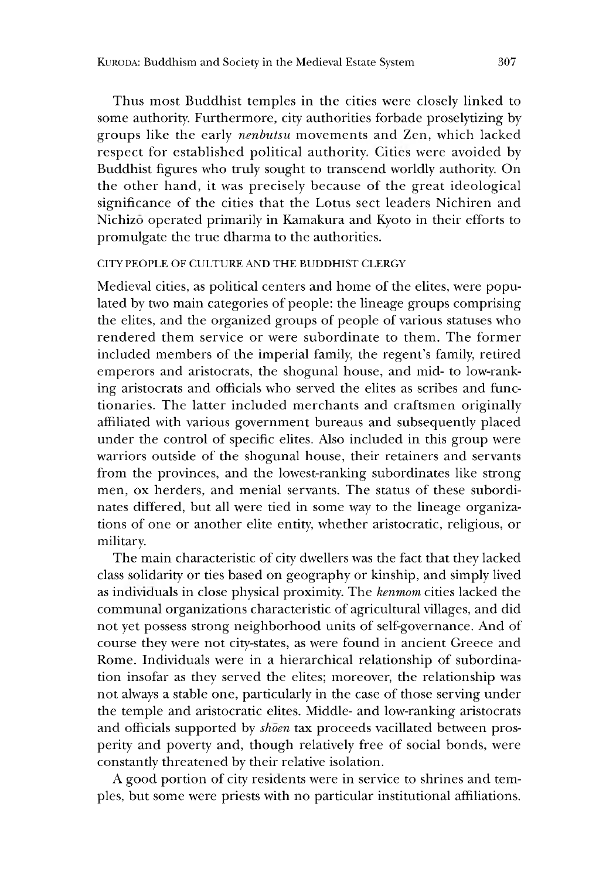Thus most Buddhist temples in the cities were closely linked to some authority. Furthermore, city authorities forbade proselytizing by groups like the early *nenbutsu* movements and Zen, which lacked respect for established political authority. Cities were avoided by Buddhist figures who truly sought to transcend worldly authority. On the other hand, it was precisely because of the great ideological significance of the cities that the Lotus sect leaders Nichiren and Nichizō operated primarily in Kamakura and Kyoto in their efforts to promulgate the true dharma to the authorities.

### CITY PEOPLE OF CULTURE AND THE BUDDHIST CLERGY

Medieval cities, as political centers and home of the elites, were populated by two main categories of people: the lineage groups comprising the elites, and the organized groups of people of various statuses who rendered them service or were subordinate to them. The former included members of the imperial family, the regent's family, retired emperors and aristocrats, the shogunal house, and mid- to low-ranking aristocrats and officials who served the elites as scribes and functionaries. The latter included merchants and craftsmen originally affiliated with various government bureaus and subsequently placed under the control of specific elites. Also included in this group were warriors outside of the shogunal house, their retainers and servants from the provinces, and the lowest-ranking subordinates like strong men, ox herders, and menial servants. The status of these subordinates differed, but all were tied in some way to the lineage organizations of one or another elite entity, whether aristocratic, religious, or military.

The main characteristic of city dwellers was the fact that they lacked class solidarity or ties based on geography or kinship, and simply lived as individuals in close physical proximity. The *kenmom* cities lacked the communal organizations characteristic of agricultural villages, and did not yet possess strong neighborhood units of self-governance. And of course they were not city-states, as were found in ancient Greece and Rome. Individuals were in a hierarchical relationship of subordination insofar as they served the elites; moreover, the relationship was not always a stable one, particularly in the case of those serving under the temple and aristocratic elites. Middle- and low-ranking aristocrats and officials supported by *shōen* tax proceeds vacillated between prosperity and poverty and, though relatively free of social bonds, were constantly threatened by their relative isolation.

A good portion of city residents were in service to shrines and temples, but some were priests with no particular institutional affiliations.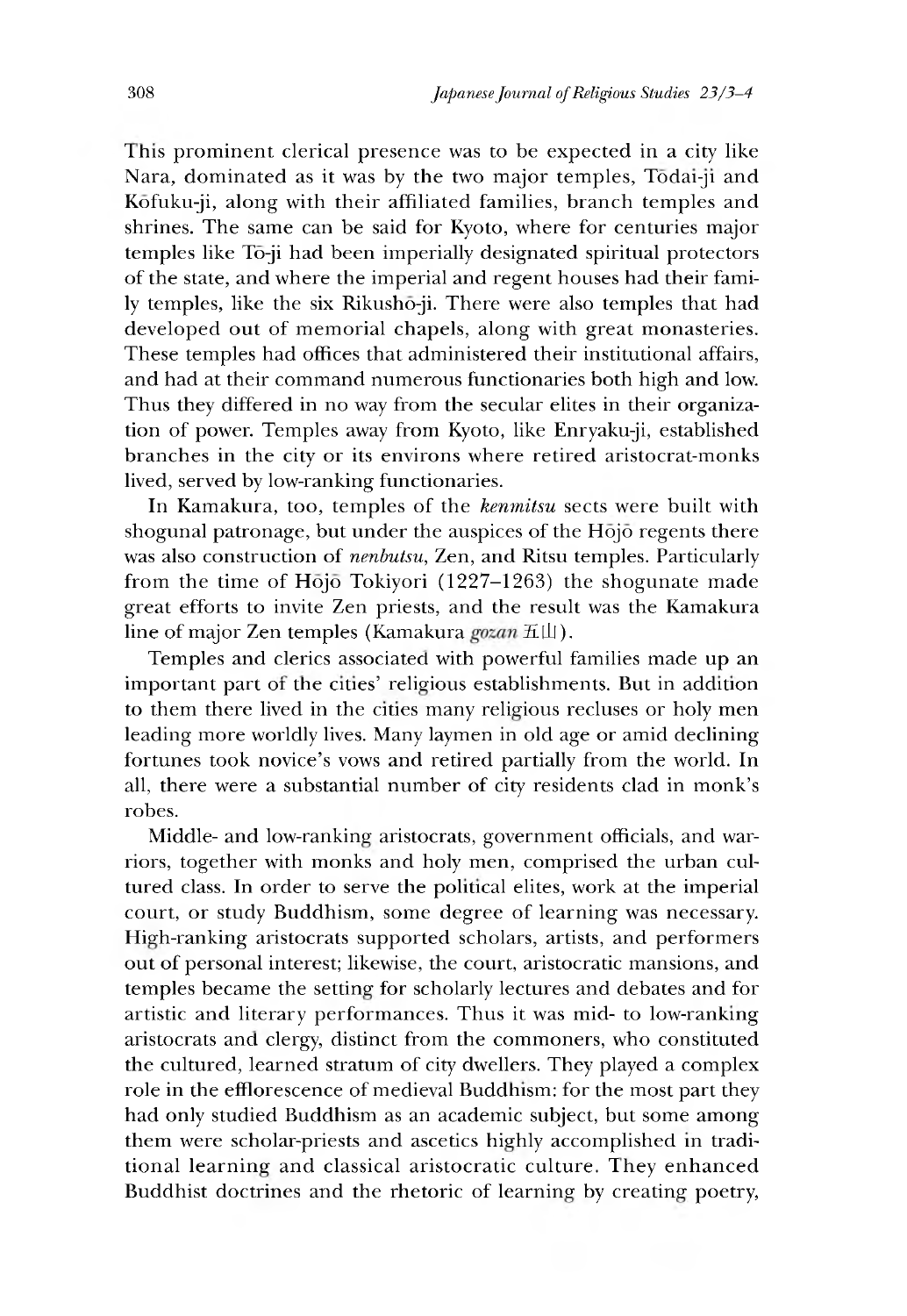This prominent clerical presence was to be expected in a city like Nara, dominated as it was by the two major temples, Tōdai-ji and Kōfuku-ji, along with their affiliated families, branch temples and shrines. The same can be said for Kyoto, where for centuries major temples like Tō-ji had been imperially designated spiritual protectors of the state, and where the imperial and regent houses had their family temples, like the six Rikushō-ji. There were also temples that had developed out of memorial chapels, along with great monasteries. These temples had offices that administered their institutional affairs, and had at their command numerous functionaries both high and low. Thus they differed in no way from the secular elites in their organization of power. Temples away from Kyoto, like Enryaku-ji, established branches in the city or its environs where retired aristocrat-monks lived, served by low-ranking functionaries.

In Kamakura, too, temples of the *kenmitsu* sects were built with shogunal patronage, but under the auspices of the Hōjō regents there was also construction of *nenbutsu*, Zen, and Ritsu temples. Particularly from the time of Hōjō Tokiyori (1227–1263) the shogunate made great efforts to invite Zen priests, and the result was the Kamakura line of major Zen temples (Kamakura *gozan* 五山).

Temples and clerics associated with powerful families made up an important part of the cities' religious establishments. But in addition to them there lived in the cities many religious recluses or holy men leading more worldly lives. Many laymen in old age or amid declining fortunes took novice's vows and retired partially from the world. In all, there were a substantial number of city residents clad in monk's robes.

Middle- and low-ranking aristocrats, government officials, and warriors, together with monks and holy men, comprised the urban cultured class. In order to serve the political elites, work at the imperial court, or study Buddhism, some degree of learning was necessary. High-ranking aristocrats supported scholars, artists, and performers out of personal interest; likewise, the court, aristocratic mansions, and temples became the setting for scholarly lectures and debates and for artistic and literary performances. Thus it was mid- to low-ranking aristocrats and clergy, distinct from the commoners, who constituted the cultured, learned stratum of city dwellers. They played a complex role in the efflorescence of medieval Buddhism: for the most part they had only studied Buddhism as an academic subject, but some among them were scholar-priests and ascetics highly accomplished in traditional learning and classical aristocratic culture. They enhanced Buddhist doctrines and the rhetoric of learning by creating poetry,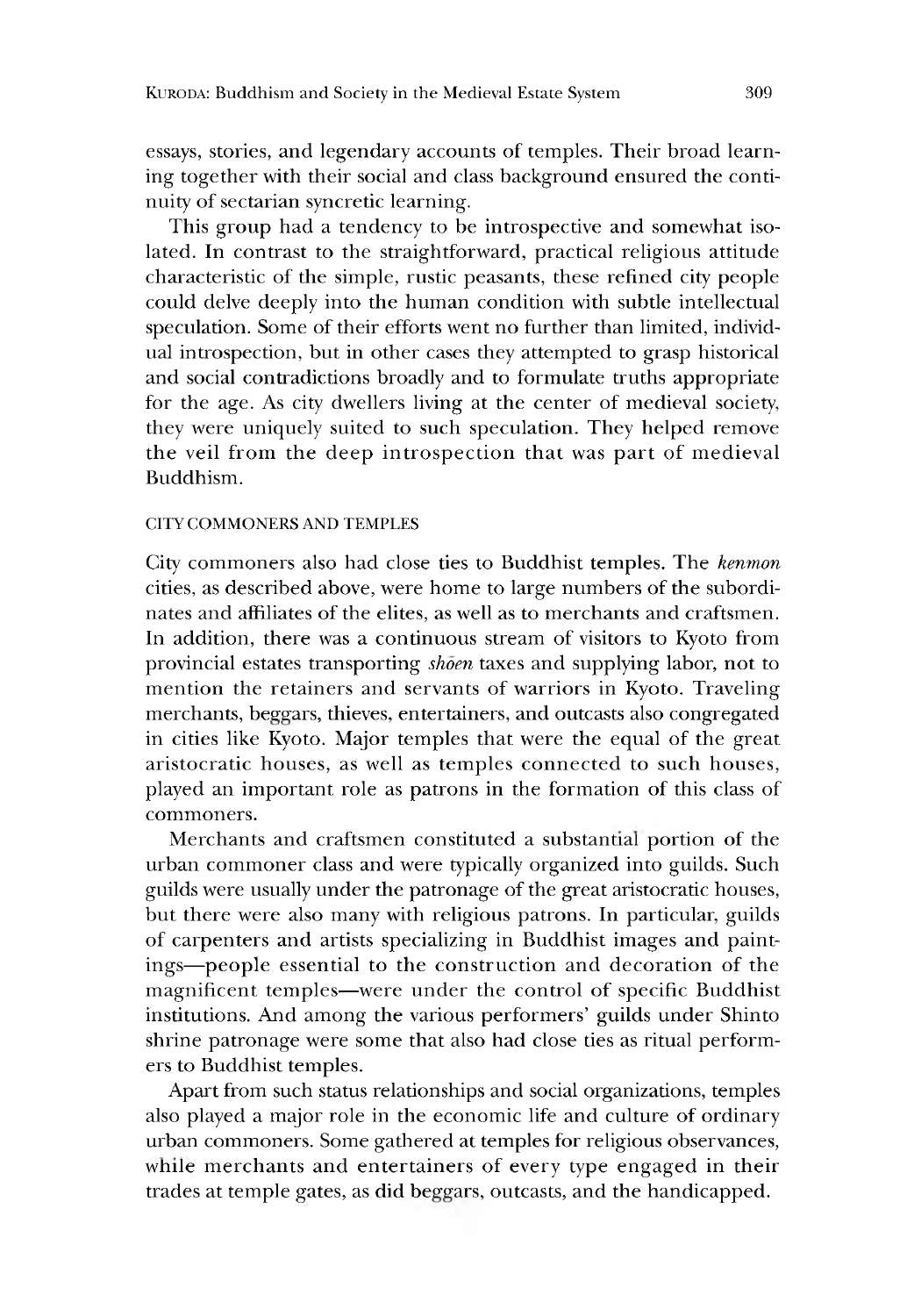essays, stories, and legendary accounts of temples. Their broad learning together with their social and class background ensured the continuity of sectarian syncretic learning.

This group had a tendency to be introspective and somewhat isolated. In contrast to the straightforward, practical religious attitude characteristic of the simple, rustic peasants, these refined city people could delve deeply into the human condition with subtle intellectual speculation. Some of their efforts went no further than limited, individual introspection, but in other cases they attempted to grasp historical and social contradictions broadly and to formulate truths appropriate for the age. As city dwellers living at the center of medieval society, they were uniquely suited to such speculation. They helped remove the veil from the deep introspection that was part of medieval Buddhism.

### City Commoners and Temples

City commoners also had close ties to Buddhist temples. The *kenmon* cities, as described above, were home to large numbers of the subordinates and affiliates of the elites, as well as to merchants and craftsmen. In addition, there was a continuous stream of visitors to Kyoto from provincial estates transporting *shōen* taxes and supplying labor, not to mention the retainers and servants of warriors in Kyoto. Traveling merchants, beggars, thieves, entertainers, and outcasts also congregated in cities like Kyoto. Major temples that were the equal of the great aristocratic houses, as well as temples connected to such houses, played an important role as patrons in the formation of this class of commoners.

Merchants and craftsmen constituted a substantial portion of the urban commoner class and were typically organized into guilds. Such guilds were usually under the patronage of the great aristocratic houses, but there were also many with religious patrons. In particular, guilds of carpenters and artists specializing in Buddhist images and paintings—people essential to the construction and decoration of the magnificent temples—were under the control of specific Buddhist institutions. And among the various performers' guilds under Shinto shrine patronage were some that also had close ties as ritual performers to Buddhist temples.

Apart from such status relationships and social organizations, temples also played a major role in the economic life and culture of ordinary urban commoners. Some gathered at temples for religious observances, while merchants and entertainers of every type engaged in their trades at temple gates, as did beggars, outcasts, and the handicapped.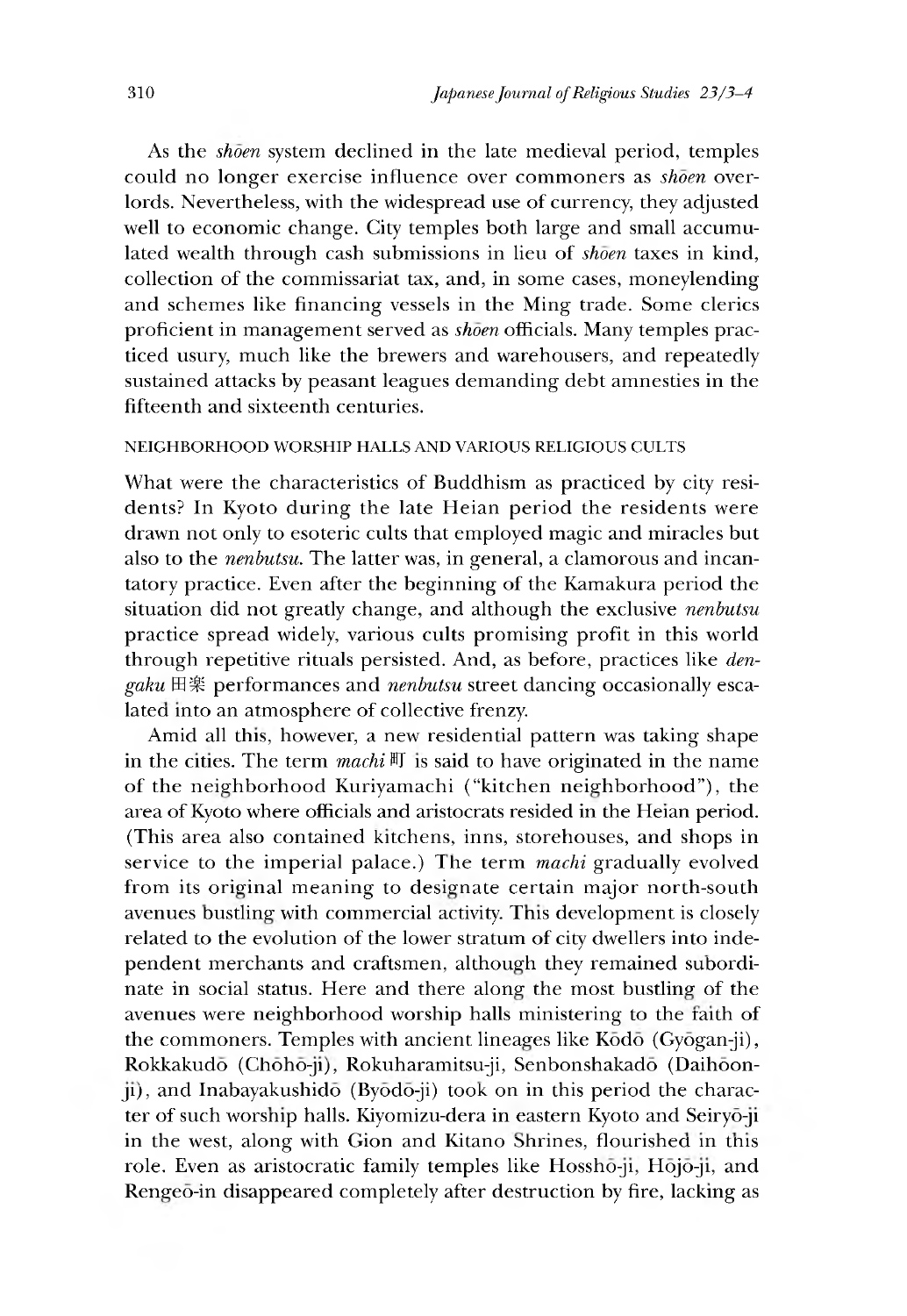As the *shōen* system declined in the late medieval period, temples could no longer exercise influence over commoners as *shōen* overlords. Nevertheless, with the widespread use of currency, they adjusted well to economic change. City temples both large and small accumulated wealth through cash submissions in lieu of *shōen* taxes in kind, collection of the commissariat tax, and, in some cases, moneylending and schemes like financing vessels in the Ming trade. Some clerics proficient in management served as *shōen* officials. Many temples practiced usury, much like the brewers and warehousers, and repeatedly sustained attacks by peasant leagues demanding debt amnesties in the fifteenth and sixteenth centuries.

### NEIGHBORHOOD WORSHIP HALLS AND VARIOUS RELIGIOUS CULTS

What were the characteristics of Buddhism as practiced by city residents? In Kyoto during the late Heian period the residents were drawn not only to esoteric cults that employed magic and miracles but also to the *nenbutsu*. The latter was, in general, a clamorous and incantatory practice. Even after the beginning of the Kamakura period the situation did not greatly change, and although the exclusive *nenbutsu* practice spread widely, various cults promising profit in this world through repetitive rituals persisted. And, as before, practices like *dengaku* 田楽 performances and *nenbutsu* street dancing occasionally escalated into an atmosphere of collective frenzy.

Amid all this, however, a new residential pattern was taking shape in the cities. The term *machi* 町 is said to have originated in the name of the neighborhood Kuriyamachi ("kitchen neighborhood"), the area of Kyoto where officials and aristocrats resided in the Heian period. (This area also contained kitchens, inns, storehouses, and shops in service to the imperial palace.) The term *machi* gradually evolved from its original meaning to designate certain major north-south avenues bustling with commercial activity. This development is closely related to the evolution of the lower stratum of city dwellers into independent merchants and craftsmen, although they remained subordinate in social status. Here and there along the most bustling of the avenues were neighborhood worship halls ministering to the faith of the commoners. Temples with ancient lineages like Kōdō (Gyōgan-ji), Rokkakudō (Chōhō-ji), Rokuharamitsu-ji, Senbonshakadō (Daihōon-ji), and Inabayakushidō (Byōdō-ji) took on in this period the character of such worship halls. Kiyomizu-dera in eastern Kyoto and Seiryō-ji in the west, along with Gion and Kitano Shrines, flourished in this role. Even as aristocratic family temples like Hosshō-ji, Hōjō-ji, and Rengeō-in disappeared completely after destruction by fire, lacking as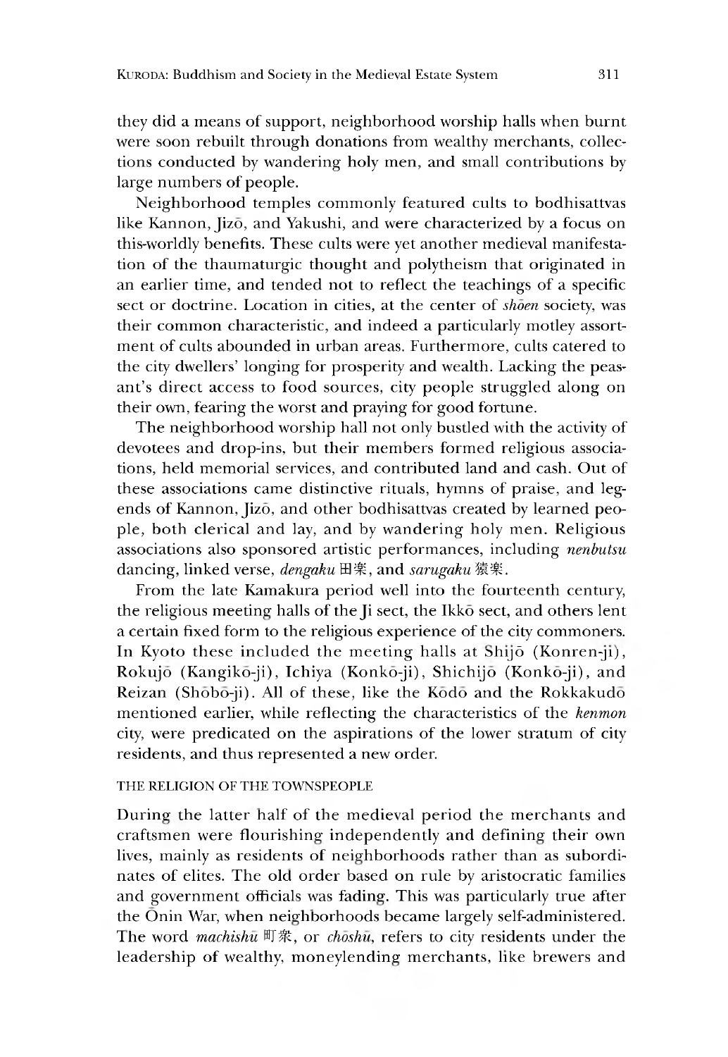they did a means of support, neighborhood worship halls when burnt were soon rebuilt through donations from wealthy merchants, collections conducted by wandering holy men, and small contributions by large numbers of people.

Neighborhood temples commonly featured cults to bodhisattvas like Kannon, Jizō, and Yakushi, and were characterized by a focus on this-worldly benefits. These cults were yet another medieval manifestation of the thaumaturgic thought and polytheism that originated in an earlier time, and tended not to reflect the teachings of a specific sect or doctrine. Location in cities, at the center of *shōen* society, was their common characteristic, and indeed a particularly motley assortment of cults abounded in urban areas. Furthermore, cults catered to the city dwellers' longing for prosperity and wealth. Lacking the peasant's direct access to food sources, city people struggled along on their own, fearing the worst and praying for good fortune.

The neighborhood worship hall not only bustled with the activity of devotees and drop-ins, but their members formed religious associations, held memorial services, and contributed land and cash. Out of these associations came distinctive rituals, hymns of praise, and legends of Kannon, Jizō, and other bodhisattvas created by learned people, both clerical and lay, and by wandering holy men. Religious associations also sponsored artistic performances, including *nenbutsu* dancing, linked verse, *dengaku* 田楽, and *sarugaku* 猿楽.

From the late Kamakura period well into the fourteenth century, the religious meeting halls of the Ji sect, the Ikkō sect, and others lent a certain fixed form to the religious experience of the city commoners. In Kyoto these included the meeting halls at Shijō (Konren-ji), Rokujō (Kangikō-ji), Ichiya (Konkō-ji), Shichijō (Konkō-ji), and Reizan (Shōbō-ji). All of these, like the Kōdō and the Rokkakudō mentioned earlier, while reflecting the characteristics of the *kenmon* city, were predicated on the aspirations of the lower stratum of city residents, and thus represented a new order.

### THE RELIGION OF THE TOWNSPEOPLE

During the latter half of the medieval period the merchants and craftsmen were flourishing independently and defining their own lives, mainly as residents of neighborhoods rather than as subordinates of elites. The old order based on rule by aristocratic families and government officials was fading. This was particularly true after the Ōnin War, when neighborhoods became largely self-administered. The word *machishū* 町衆, or *chōshū*, refers to city residents under the leadership of wealthy, moneylending merchants, like brewers and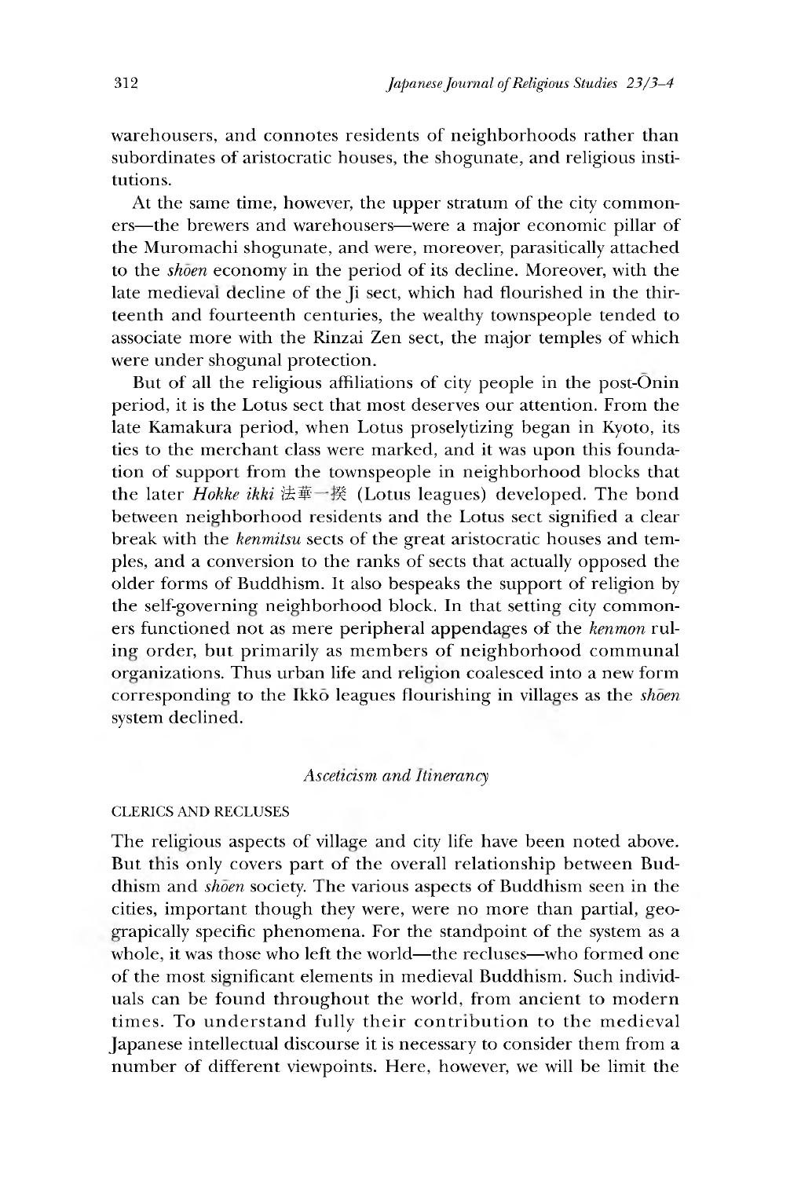warehousers, and connotes residents of neighborhoods rather than subordinates of aristocratic houses, the shogunate, and religious institutions.

At the same time, however, the upper stratum of the city commoners—the brewers and warehousers—were a major economic pillar of the Muromachi shogunate, and were, moreover, parasitically attached to the *shōen* economy in the period of its decline. Moreover, with the late medieval decline of the Ji sect, which had flourished in the thirteenth and fourteenth centuries, the wealthy townspeople tended to associate more with the Rinzai Zen sect, the major temples of which were under shogunal protection.

But of all the religious affiliations of city people in the post-Ōnin period, it is the Lotus sect that most deserves our attention. From the late Kamakura period, when Lotus proselytizing began in Kyoto, its ties to the merchant class were marked, and it was upon this foundation of support from the townspeople in neighborhood blocks that the later *Hokke ikki* 法華一揆 (Lotus leagues) developed. The bond between neighborhood residents and the Lotus sect signified a clear break with the *kenmitsu* sects of the great aristocratic houses and temples, and a conversion to the ranks of sects that actually opposed the older forms of Buddhism. It also bespeaks the support of religion by the self-governing neighborhood block. In that setting city commoners functioned not as mere peripheral appendages of the *kenmon* ruling order, but primarily as members of neighborhood communal organizations. Thus urban life and religion coalesced into a new form corresponding to the Ikkō leagues flourishing in villages as the *shōen* system declined.

## *Asceticism and Itinerancy*

### CLERICS AND RECLUSES

The religious aspects of village and city life have been noted above. But this only covers part of the overall relationship between Buddhism and *shōen* society. The various aspects of Buddhism seen in the cities, important though they were, were no more than partial, geograpically specific phenomena. For the standpoint of the system as a whole, it was those who left the world—the recluses—who formed one of the most significant elements in medieval Buddhism. Such individuals can be found throughout the world, from ancient to modern times. To understand fully their contribution to the medieval Japanese intellectual discourse it is necessary to consider them from a number of different viewpoints. Here, however, we will be limit the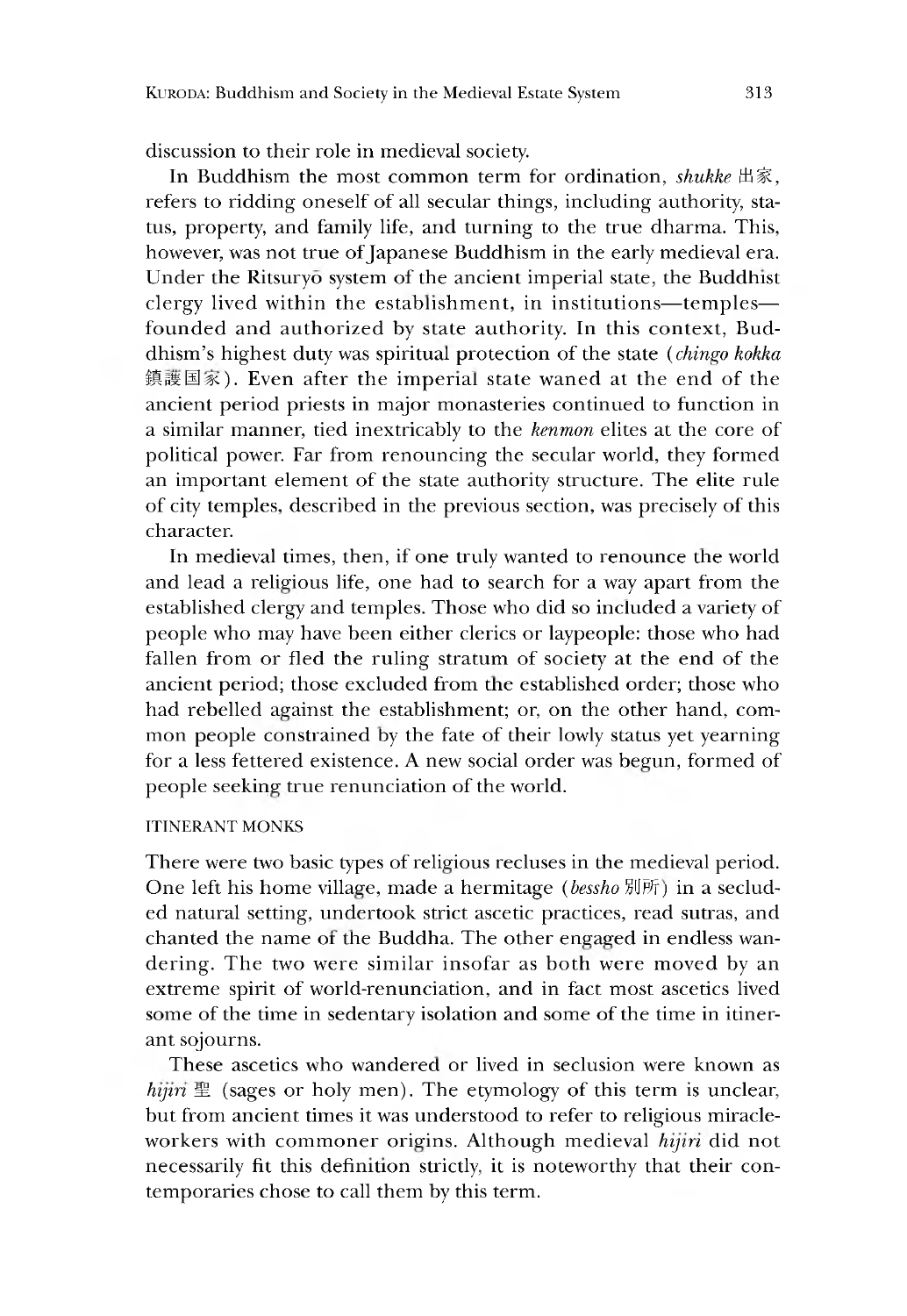discussion to their role in medieval society.

In Buddhism the most common term for ordination, *shukke* 出家, refers to ridding oneself of all secular things, including authority, status, property, and family life, and turning to the true dharma. This, however, was not true of Japanese Buddhism in the early medieval era. Under the Ritsuryō system of the ancient imperial state, the Buddhist clergy lived within the establishment, in institutions—temples—founded and authorized by state authority. In this context, Buddhism's highest duty was spiritual protection of the state (*chingo kokka* 鎮護国家). Even after the imperial state waned at the end of the ancient period priests in major monasteries continued to function in a similar manner, tied inextricably to the *kenmon* elites at the core of political power. Far from renouncing the secular world, they formed an important element of the state authority structure. The elite rule of city temples, described in the previous section, was precisely of this character.

In medieval times, then, if one truly wanted to renounce the world and lead a religious life, one had to search for a way apart from the established clergy and temples. Those who did so included a variety of people who may have been either clerics or laypeople: those who had fallen from or fled the ruling stratum of society at the end of the ancient period; those excluded from the established order; those who had rebelled against the establishment; or, on the other hand, common people constrained by the fate of their lowly status yet yearning for a less fettered existence. A new social order was begun, formed of people seeking true renunciation of the world.

### ITINERANT MONKS

There were two basic types of religious recluses in the medieval period. One left his home village, made a hermitage (*bessho* 別所) in a secluded natural setting, undertook strict ascetic practices, read sutras, and chanted the name of the Buddha. The other engaged in endless wandering. The two were similar insofar as both were moved by an extreme spirit of world-renunciation, and in fact most ascetics lived some of the time in sedentary isolation and some of the time in itinerant sojourns.

These ascetics who wandered or lived in seclusion were known as *hijiri* 聖 (sages or holy men). The etymology of this term is unclear, but from ancient times it was understood to refer to religious miracle-workers with commoner origins. Although medieval *hijiri* did not necessarily fit this definition strictly, it is noteworthy that their contemporaries chose to call them by this term.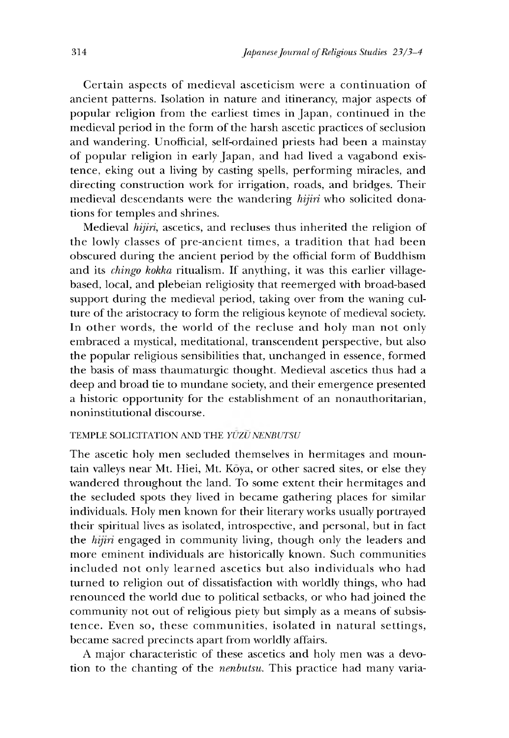Certain aspects of medieval asceticism were a continuation of ancient patterns. Isolation in nature and itinerancy, major aspects of popular religion from the earliest times in Japan, continued in the medieval period in the form of the harsh ascetic practices of seclusion and wandering. Unofficial, self-ordained priests had been a mainstay of popular religion in early Japan, and had lived a vagabond existence, eking out a living by casting spells, performing miracles, and directing construction work for irrigation, roads, and bridges. Their medieval descendants were the wandering *hijiri* who solicited donations for temples and shrines.

Medieval *hijiri*, ascetics, and recluses thus inherited the religion of the lowly classes of pre-ancient times, a tradition that had been obscured during the ancient period by the official form of Buddhism and its *chingo kokka* ritualism. If anything, it was this earlier village-based, local, and plebeian religiosity that reemerged with broad-based support during the medieval period, taking over from the waning culture of the aristocracy to form the religious keynote of medieval society. In other words, the world of the recluse and holy man not only embraced a mystical, meditational, transcendent perspective, but also the popular religious sensibilities that, unchanged in essence, formed the basis of mass thaumaturgic thought. Medieval ascetics thus had a deep and broad tie to mundane society, and their emergence presented a historic opportunity for the establishment of an nonauthoritarian, noninstitutional discourse.

### TEMPLE SOLICITATION AND THE *YŪZŪ NENBUTSU*

The ascetic holy men secluded themselves in hermitages and mountain valleys near Mt. Hiei, Mt. Kōya, or other sacred sites, or else they wandered throughout the land. To some extent their hermitages and the secluded spots they lived in became gathering places for similar individuals. Holy men known for their literary works usually portrayed their spiritual lives as isolated, introspective, and personal, but in fact the *hijiri* engaged in community living, though only the leaders and more eminent individuals are historically known. Such communities included not only learned ascetics but also individuals who had turned to religion out of dissatisfaction with worldly things, who had renounced the world due to political setbacks, or who had joined the community not out of religious piety but simply as a means of subsistence. Even so, these communities, isolated in natural settings, became sacred precincts apart from worldly affairs.

A major characteristic of these ascetics and holy men was a devotion to the chanting of the *nenbutsu*. This practice had many varia-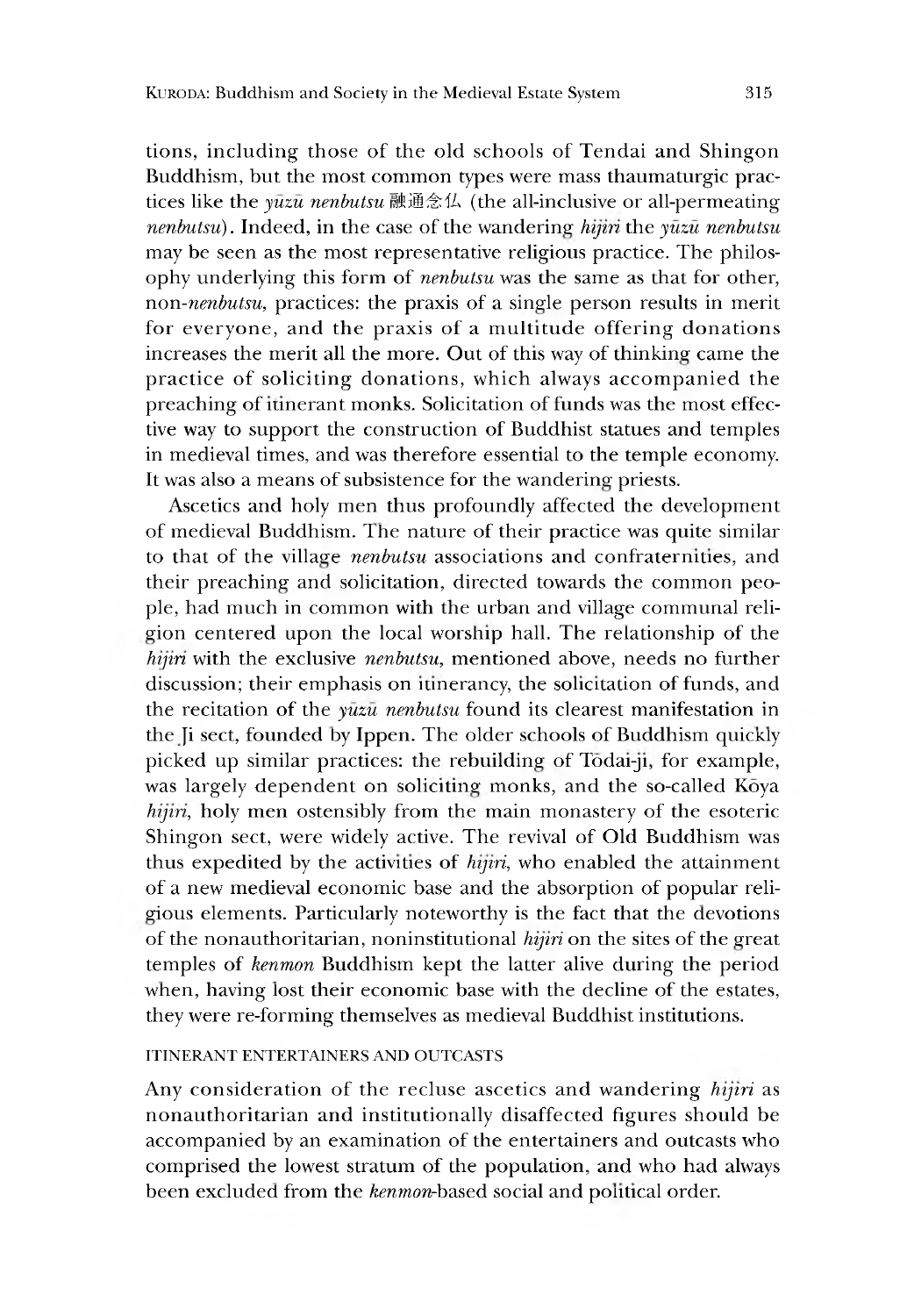tions, including those of the old schools of Tendai and Shingon Buddhism, but the most common types were mass thaumaturgic practices like the *yūzū nenbutsu* 融通念仏 (the all-inclusive or all-permeating *nenbutsu*). Indeed, in the case of the wandering *hijiri* the *yūzū nenbutsu* may be seen as the most representative religious practice. The philosophy underlying this form of *nenbutsu* was the same as that for other, non-*nenbutsu*, practices: the praxis of a single person results in merit for everyone, and the praxis of a multitude offering donations increases the merit all the more. Out of this way of thinking came the practice of soliciting donations, which always accompanied the preaching of itinerant monks. Solicitation of funds was the most effective way to support the construction of Buddhist statues and temples in medieval times, and was therefore essential to the temple economy. It was also a means of subsistence for the wandering priests.

Ascetics and holy men thus profoundly affected the development of medieval Buddhism. The nature of their practice was quite similar to that of the village *nenbutsu* associations and confraternities, and their preaching and solicitation, directed towards the common people, had much in common with the urban and village communal religion centered upon the local worship hall. The relationship of the *hijiri* with the exclusive *nenbutsu*, mentioned above, needs no further discussion; their emphasis on itinerancy, the solicitation of funds, and the recitation of the *yūzū nenbutsu* found its clearest manifestation in the Ji sect, founded by Ippen. The older schools of Buddhism quickly picked up similar practices: the rebuilding of Tōdai-ji, for example, was largely dependent on soliciting monks, and the so-called Kōya *hijiri*, holy men ostensibly from the main monastery of the esoteric Shingon sect, were widely active. The revival of Old Buddhism was thus expedited by the activities of *hijiri*, who enabled the attainment of a new medieval economic base and the absorption of popular religious elements. Particularly noteworthy is the fact that the devotions of the nonauthoritarian, noninstitutional *hijiri* on the sites of the great temples of *kenmon* Buddhism kept the latter alive during the period when, having lost their economic base with the decline of the estates, they were re-forming themselves as medieval Buddhist institutions.

### ITINERANT ENTERTAINERS AND OUTCASTS

Any consideration of the recluse ascetics and wandering *hijiri* as nonauthoritarian and institutionally disaffected figures should be accompanied by an examination of the entertainers and outcasts who comprised the lowest stratum of the population, and who had always been excluded from the *kenmon*-based social and political order.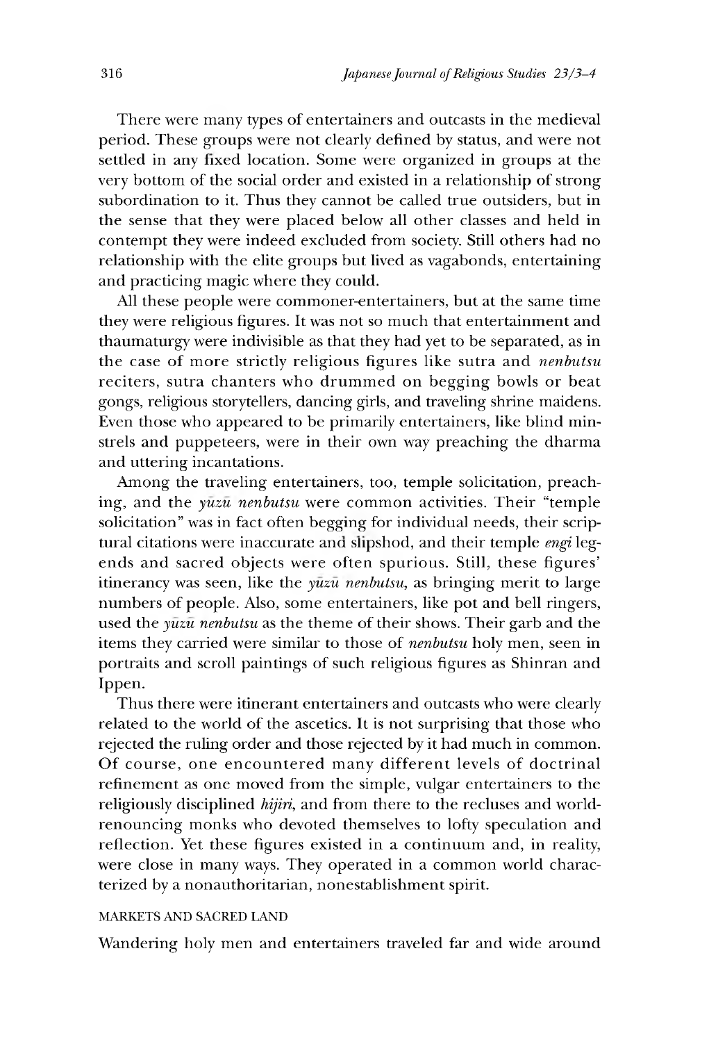There were many types of entertainers and outcasts in the medieval period. These groups were not clearly defined by status, and were not settled in any fixed location. Some were organized in groups at the very bottom of the social order and existed in a relationship of strong subordination to it. Thus they cannot be called true outsiders, but in the sense that they were placed below all other classes and held in contempt they were indeed excluded from society. Still others had no relationship with the elite groups but lived as vagabonds, entertaining and practicing magic where they could.

All these people were commoner-entertainers, but at the same time they were religious figures. It was not so much that entertainment and thaumaturgy were indivisible as that they had yet to be separated, as in the case of more strictly religious figures like sutra and *nenbutsu* reciters, sutra chanters who drummed on begging bowls or beat gongs, religious storytellers, dancing girls, and traveling shrine maidens. Even those who appeared to be primarily entertainers, like blind minstrels and puppeteers, were in their own way preaching the dharma and uttering incantations.

Among the traveling entertainers, too, temple solicitation, preaching, and the *yūzū nenbutsu* were common activities. Their "temple solicitation" was in fact often begging for individual needs, their scriptural citations were inaccurate and slipshod, and their temple *engi* legends and sacred objects were often spurious. Still, these figures' itinerancy was seen, like the *yūzū nenbutsu*, as bringing merit to large numbers of people. Also, some entertainers, like pot and bell ringers, used the *yūzū nenbutsu* as the theme of their shows. Their garb and the items they carried were similar to those of *nenbutsu* holy men, seen in portraits and scroll paintings of such religious figures as Shinran and Ippen.

Thus there were itinerant entertainers and outcasts who were clearly related to the world of the ascetics. It is not surprising that those who rejected the ruling order and those rejected by it had much in common. Of course, one encountered many different levels of doctrinal refinement as one moved from the simple, vulgar entertainers to the religiously disciplined *hijiri*, and from there to the recluses and world-renouncing monks who devoted themselves to lofty speculation and reflection. Yet these figures existed in a continuum and, in reality, were close in many ways. They operated in a common world characterized by a nonauthoritarian, nonestablishment spirit.

## MARKETS AND SACRED LAND

Wandering holy men and entertainers traveled far and wide around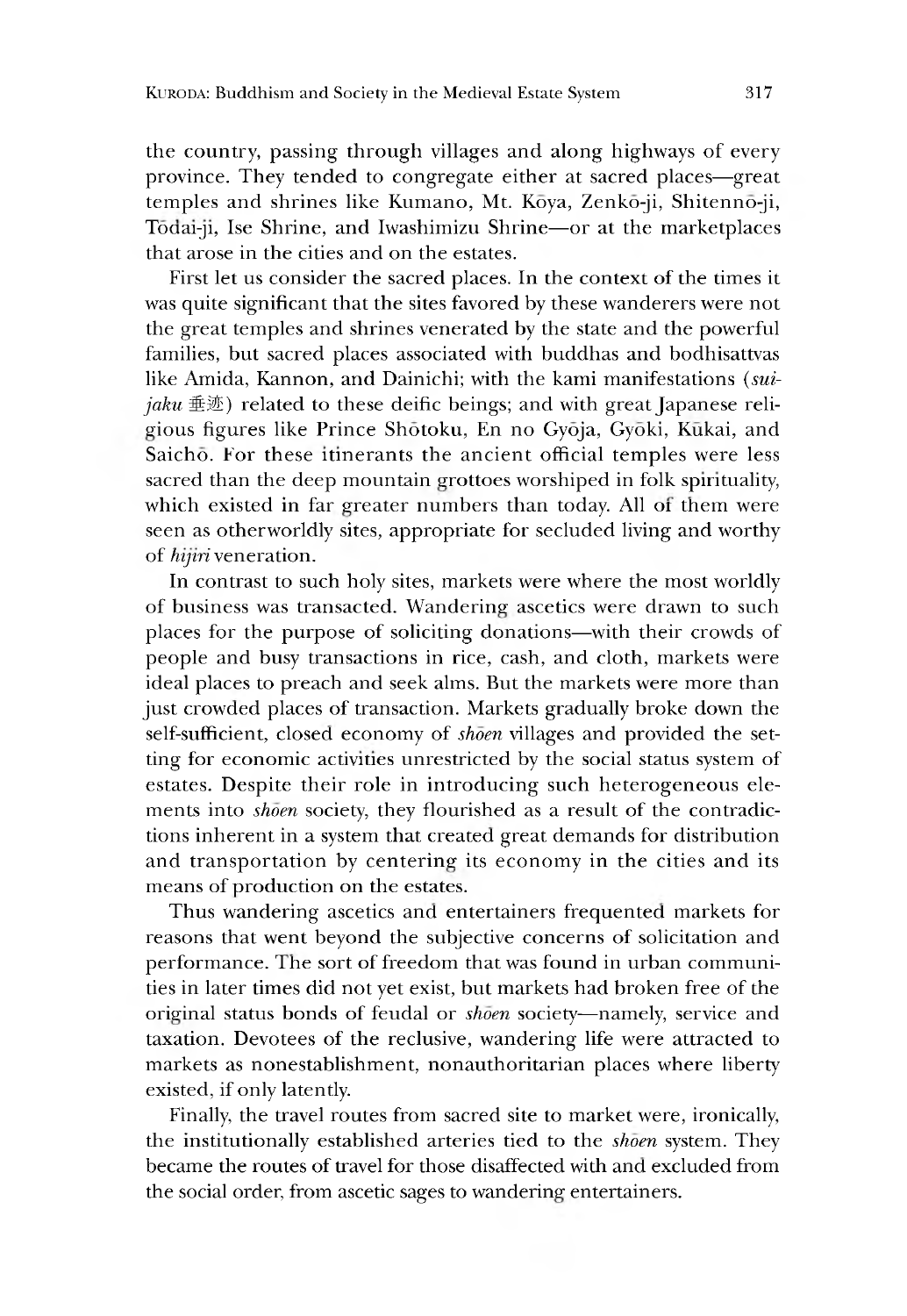the country, passing through villages and along highways of every province. They tended to congregate either at sacred places—great temples and shrines like Kumano, Mt. Kōya, Zenkō-ji, Shitennō-ji, Tōdai-ji, Ise Shrine, and Iwashimizu Shrine—or at the marketplaces that arose in the cities and on the estates.

First let us consider the sacred places. In the context of the times it was quite significant that the sites favored by these wanderers were not the great temples and shrines venerated by the state and the powerful families, but sacred places associated with buddhas and bodhisattvas like Amida, Kannon, and Dainichi; with the kami manifestations (*suijaku* 垂迹) related to these deific beings; and with great Japanese religious figures like Prince Shōtoku, En no Gyōja, Gyōki, Kūkai, and Saichō. For these itinerants the ancient official temples were less sacred than the deep mountain grottoes worshiped in folk spirituality, which existed in far greater numbers than today. All of them were seen as otherworldly sites, appropriate for secluded living and worthy of *hijiri* veneration.

In contrast to such holy sites, markets were where the most worldly of business was transacted. Wandering ascetics were drawn to such places for the purpose of soliciting donations—with their crowds of people and busy transactions in rice, cash, and cloth, markets were ideal places to preach and seek alms. But the markets were more than just crowded places of transaction. Markets gradually broke down the self-sufficient, closed economy of *shōen* villages and provided the setting for economic activities unrestricted by the social status system of estates. Despite their role in introducing such heterogeneous elements into *shōen* society, they flourished as a result of the contradictions inherent in a system that created great demands for distribution and transportation by centering its economy in the cities and its means of production on the estates.

Thus wandering ascetics and entertainers frequented markets for reasons that went beyond the subjective concerns of solicitation and performance. The sort of freedom that was found in urban communities in later times did not yet exist, but markets had broken free of the original status bonds of feudal or *shōen* society—namely, service and taxation. Devotees of the reclusive, wandering life were attracted to markets as nonestablishment, nonauthoritarian places where liberty existed, if only latently.

Finally, the travel routes from sacred site to market were, ironically, the institutionally established arteries tied to the *shōen* system. They became the routes of travel for those disaffected with and excluded from the social order, from ascetic sages to wandering entertainers.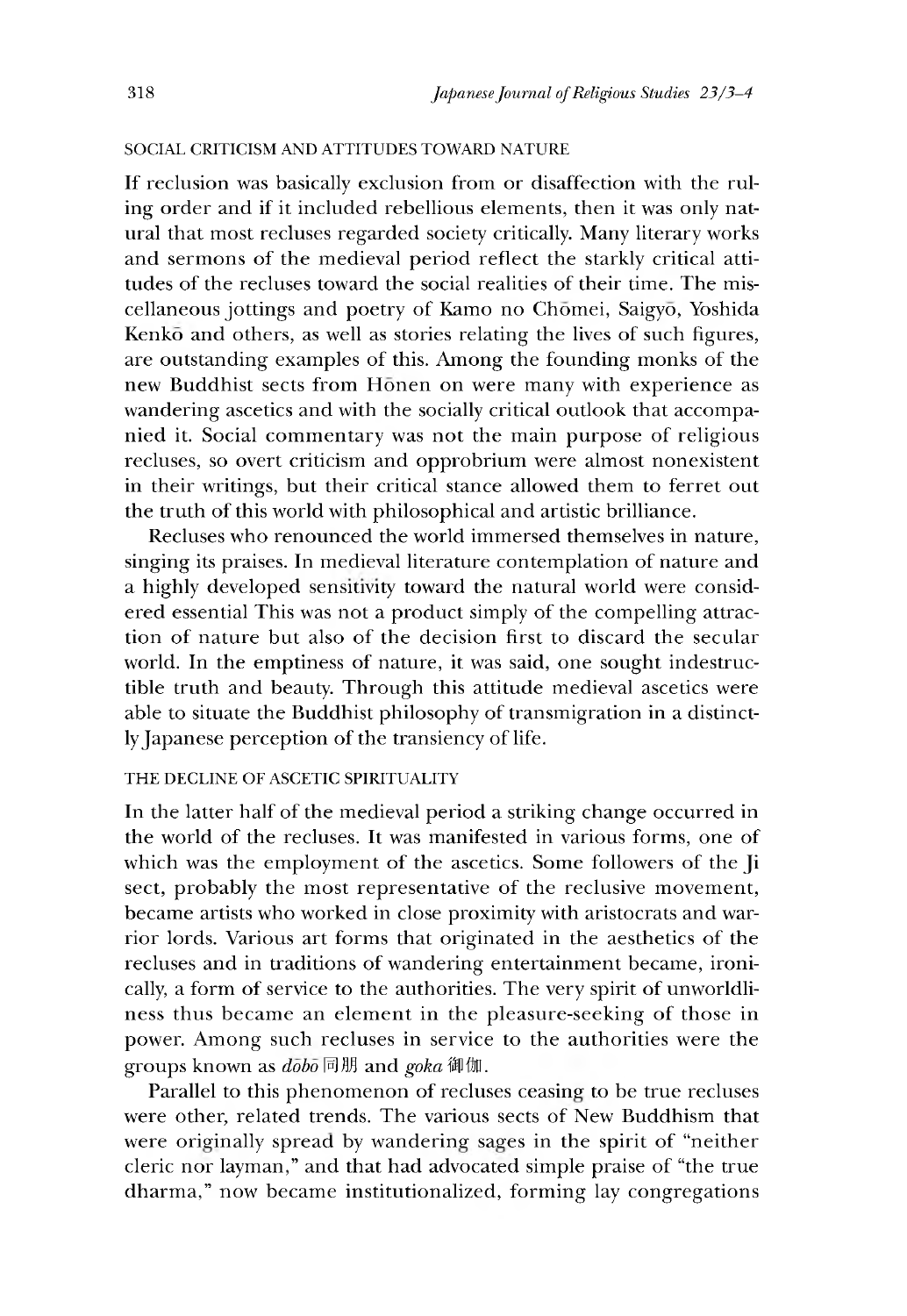## SOCIAL CRITICISM AND ATTITUDES TOWARD NATURE

If reclusion was basically exclusion from or disaffection with the ruling order and if it included rebellious elements, then it was only natural that most recluses regarded society critically. Many literary works and sermons of the medieval period reflect the starkly critical attitudes of the recluses toward the social realities of their time. The miscellaneous jottings and poetry of Kamo no Chōmei, Saigyō, Yoshida Kenkō and others, as well as stories relating the lives of such figures, are outstanding examples of this. Among the founding monks of the new Buddhist sects from Hōnen on were many with experience as wandering ascetics and with the socially critical outlook that accompanied it. Social commentary was not the main purpose of religious recluses, so overt criticism and opprobrium were almost nonexistent in their writings, but their critical stance allowed them to ferret out the truth of this world with philosophical and artistic brilliance.

Recluses who renounced the world immersed themselves in nature, singing its praises. In medieval literature contemplation of nature and a highly developed sensitivity toward the natural world were considered essential This was not a product simply of the compelling attraction of nature but also of the decision first to discard the secular world. In the emptiness of nature, it was said, one sought indestructible truth and beauty. Through this attitude medieval ascetics were able to situate the Buddhist philosophy of transmigration in a distinctly Japanese perception of the transiency of life.

## THE DECLINE OF ASCETIC SPIRITUALITY

In the latter half of the medieval period a striking change occurred in the world of the recluses. It was manifested in various forms, one of which was the employment of the ascetics. Some followers of the Ji sect, probably the most representative of the reclusive movement, became artists who worked in close proximity with aristocrats and warrior lords. Various art forms that originated in the aesthetics of the recluses and in traditions of wandering entertainment became, ironically, a form of service to the authorities. The very spirit of unworldliness thus became an element in the pleasure-seeking of those in power. Among such recluses in service to the authorities were the groups known as *dōbō* 同朋 and *goka* 御伽.

Parallel to this phenomenon of recluses ceasing to be true recluses were other, related trends. The various sects of New Buddhism that were originally spread by wandering sages in the spirit of "neither cleric nor layman," and that had advocated simple praise of "the true dharma," now became institutionalized, forming lay congregations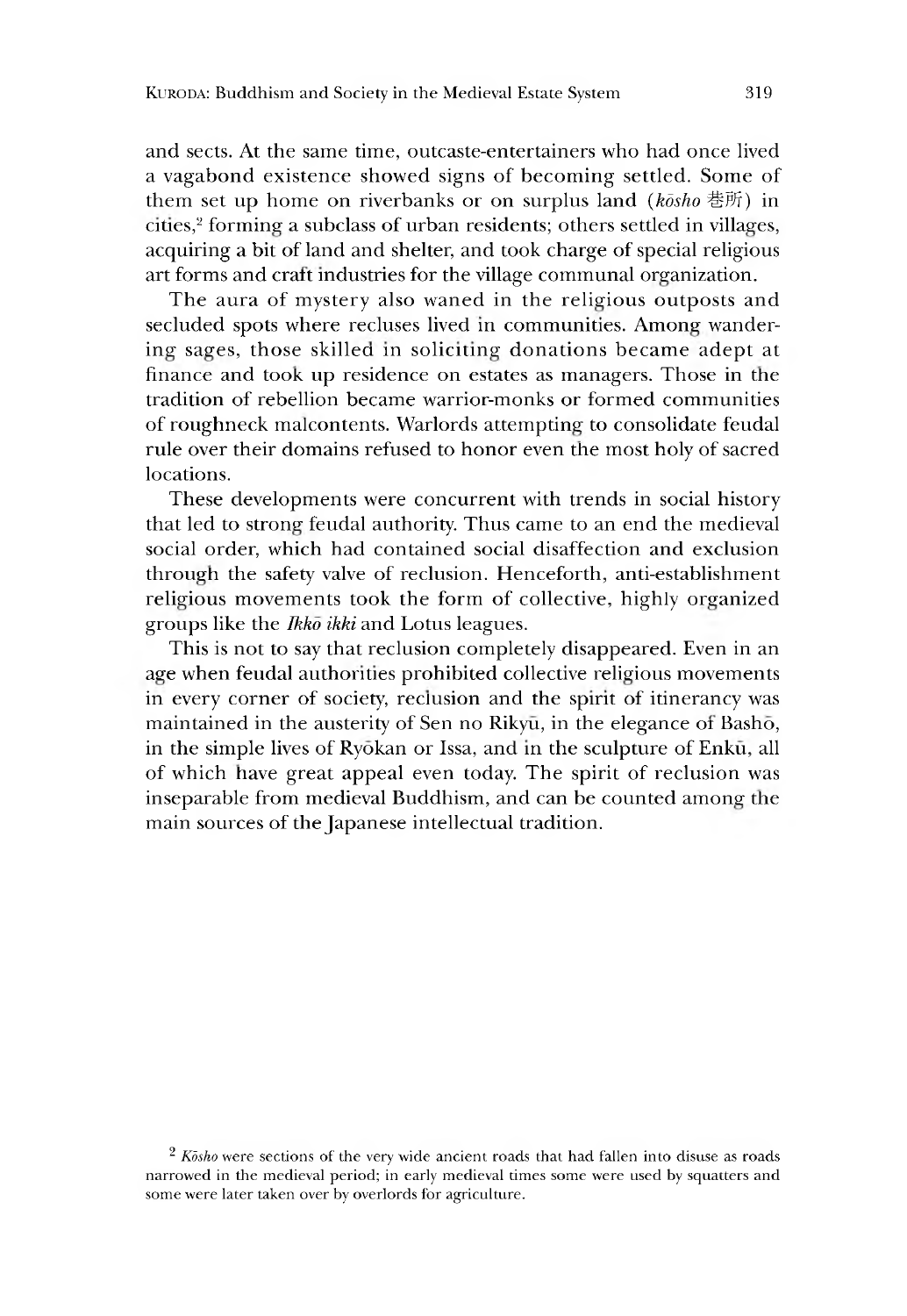and sects. At the same time, outcaste-entertainers who had once lived a vagabond existence showed signs of becoming settled. Some of them set up home on riverbanks or on surplus land (*kōsho* 巷所) in cities,[2] forming a subclass of urban residents; others settled in villages, acquiring a bit of land and shelter, and took charge of special religious art forms and craft industries for the village communal organization.

The aura of mystery also waned in the religious outposts and secluded spots where recluses lived in communities. Among wandering sages, those skilled in soliciting donations became adept at finance and took up residence on estates as managers. Those in the tradition of rebellion became warrior-monks or formed communities of roughneck malcontents. Warlords attempting to consolidate feudal rule over their domains refused to honor even the most holy of sacred locations.

These developments were concurrent with trends in social history that led to strong feudal authority. Thus came to an end the medieval social order, which had contained social disaffection and exclusion through the safety valve of reclusion. Henceforth, anti-establishment religious movements took the form of collective, highly organized groups like the *Ikkō ikki* and Lotus leagues.

This is not to say that reclusion completely disappeared. Even in an age when feudal authorities prohibited collective religious movements in every corner of society, reclusion and the spirit of itinerancy was maintained in the austerity of Sen no Rikyū, in the elegance of Bashō, in the simple lives of Ryōkan or Issa, and in the sculpture of Enkū, all of which have great appeal even today. The spirit of reclusion was inseparable from medieval Buddhism, and can be counted among the main sources of the Japanese intellectual tradition.

[2] *Kōsho* were sections of the very wide ancient roads that had fallen into disuse as roads narrowed in the medieval period; in early medieval times some were used by squatters and some were later taken over by overlords for agriculture.